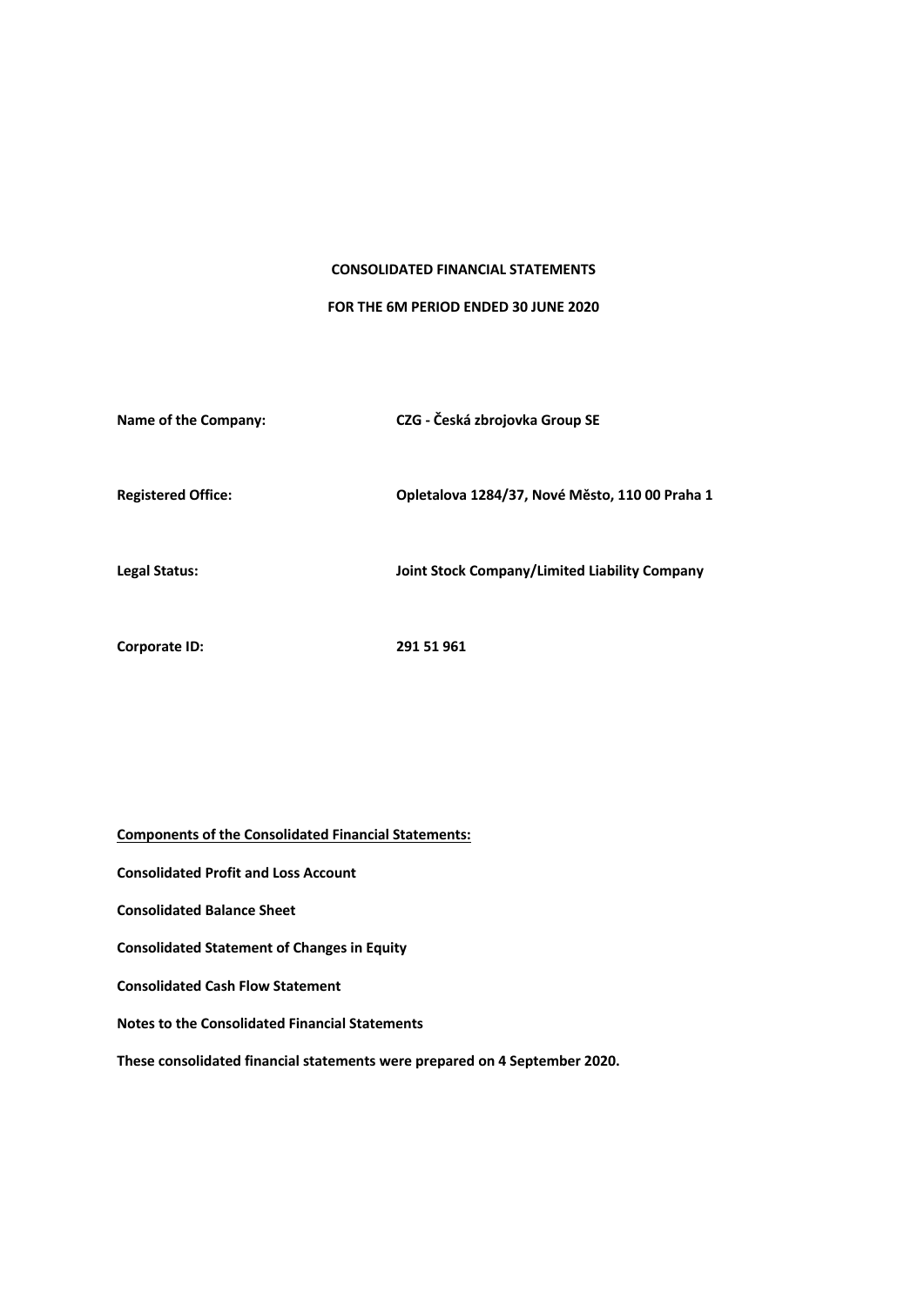**CONSOLIDATED FINANCIAL STATEMENTS**

**FOR THE 6M PERIOD ENDED 30 JUNE 2020**

| | |
|---|---|
| **Name of the Company:** | **CZG - Česká zbrojovka Group SE** |
| **Registered Office:** | **Opletalova 1284/37, Nové Město, 110 00 Praha 1** |
| **Legal Status:** | **Joint Stock Company/Limited Liability Company** |
| **Corporate ID:** | **291 51 961** |

**Components of the Consolidated Financial Statements:**

**Consolidated Profit and Loss Account**

**Consolidated Balance Sheet**

**Consolidated Statement of Changes in Equity**

**Consolidated Cash Flow Statement**

**Notes to the Consolidated Financial Statements**

**These consolidated financial statements were prepared on 4 September 2020.**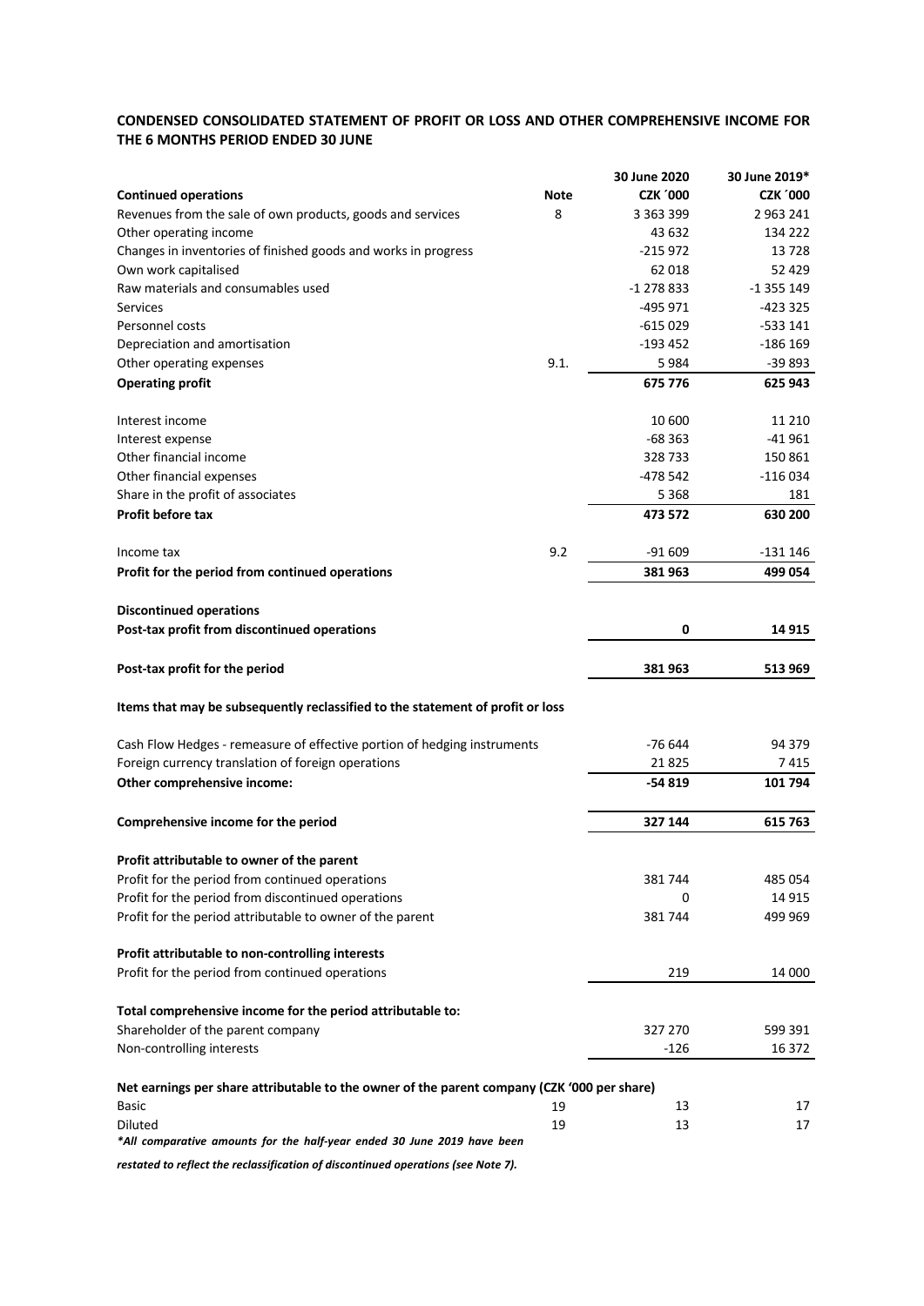## CONDENSED CONSOLIDATED STATEMENT OF PROFIT OR LOSS AND OTHER COMPREHENSIVE INCOME FOR THE 6 MONTHS PERIOD ENDED 30 JUNE

| | | 30 June 2020 | 30 June 2019* |
|---|---|---|---|
| **Continued operations** | **Note** | **CZK ´000** | **CZK ´000** |
| Revenues from the sale of own products, goods and services | 8 | 3 363 399 | 2 963 241 |
| Other operating income | | 43 632 | 134 222 |
| Changes in inventories of finished goods and works in progress | | -215 972 | 13 728 |
| Own work capitalised | | 62 018 | 52 429 |
| Raw materials and consumables used | | -1 278 833 | -1 355 149 |
| Services | | -495 971 | -423 325 |
| Personnel costs | | -615 029 | -533 141 |
| Depreciation and amortisation | | -193 452 | -186 169 |
| Other operating expenses | 9.1. | 5 984 | -39 893 |
| **Operating profit** | | **675 776** | **625 943** |
| | | | |
| Interest income | | 10 600 | 11 210 |
| Interest expense | | -68 363 | -41 961 |
| Other financial income | | 328 733 | 150 861 |
| Other financial expenses | | -478 542 | -116 034 |
| Share in the profit of associates | | 5 368 | 181 |
| **Profit before tax** | | **473 572** | **630 200** |
| | | | |
| Income tax | 9.2 | -91 609 | -131 146 |
| **Profit for the period from continued operations** | | **381 963** | **499 054** |
| | | | |
| **Discontinued operations** | | | |
| **Post-tax profit from discontinued operations** | | **0** | **14 915** |
| | | | |
| **Post-tax profit for the period** | | **381 963** | **513 969** |
| | | | |
| **Items that may be subsequently reclassified to the statement of profit or loss** | | | |
| | | | |
| Cash Flow Hedges - remeasure of effective portion of hedging instruments | | -76 644 | 94 379 |
| Foreign currency translation of foreign operations | | 21 825 | 7 415 |
| **Other comprehensive income:** | | **-54 819** | **101 794** |
| | | | |
| **Comprehensive income for the period** | | **327 144** | **615 763** |
| | | | |
| **Profit attributable to owner of the parent** | | | |
| Profit for the period from continued operations | | 381 744 | 485 054 |
| Profit for the period from discontinued operations | | 0 | 14 915 |
| Profit for the period attributable to owner of the parent | | 381 744 | 499 969 |
| | | | |
| **Profit attributable to non-controlling interests** | | | |
| Profit for the period from continued operations | | 219 | 14 000 |
| | | | |
| **Total comprehensive income for the period attributable to:** | | | |
| Shareholder of the parent company | | 327 270 | 599 391 |
| Non-controlling interests | | -126 | 16 372 |
| | | | |
| **Net earnings per share attributable to the owner of the parent company (CZK '000 per share)** | | | |
| Basic | 19 | 13 | 17 |
| Diluted | 19 | 13 | 17 |

***All comparative amounts for the half-year ended 30 June 2019 have been restated to reflect the reclassification of discontinued operations (see Note 7).***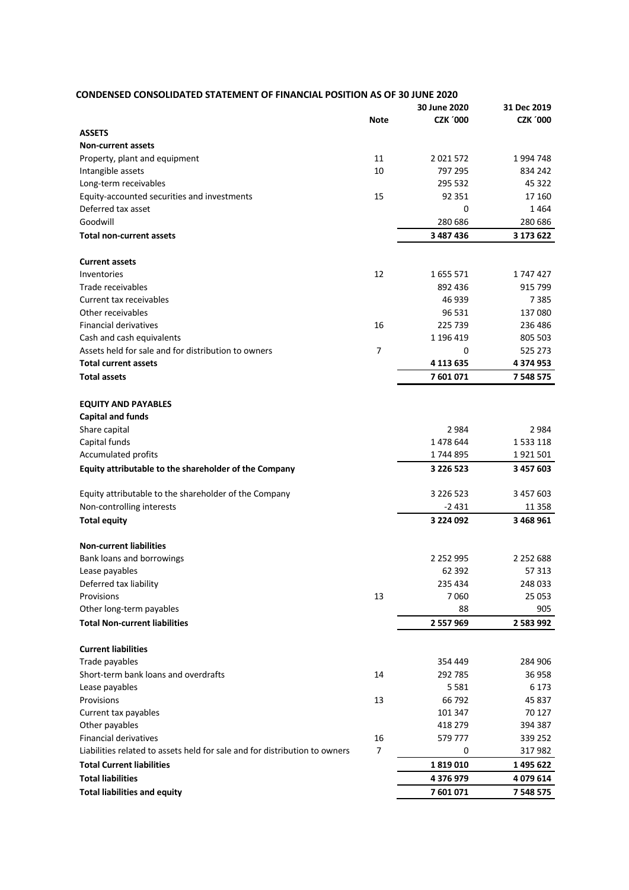# CONDENSED CONSOLIDATED STATEMENT OF FINANCIAL POSITION AS OF 30 JUNE 2020

| | Note | 30 June 2020 CZK ´000 | 31 Dec 2019 CZK ´000 |
|---|---|---|---|
| **ASSETS** | | | |
| **Non-current assets** | | | |
| Property, plant and equipment | 11 | 2 021 572 | 1 994 748 |
| Intangible assets | 10 | 797 295 | 834 242 |
| Long-term receivables | | 295 532 | 45 322 |
| Equity-accounted securities and investments | 15 | 92 351 | 17 160 |
| Deferred tax asset | | 0 | 1 464 |
| Goodwill | | 280 686 | 280 686 |
| **Total non-current assets** | | **3 487 436** | **3 173 622** |
| | | | |
| **Current assets** | | | |
| Inventories | 12 | 1 655 571 | 1 747 427 |
| Trade receivables | | 892 436 | 915 799 |
| Current tax receivables | | 46 939 | 7 385 |
| Other receivables | | 96 531 | 137 080 |
| Financial derivatives | 16 | 225 739 | 236 486 |
| Cash and cash equivalents | | 1 196 419 | 805 503 |
| Assets held for sale and for distribution to owners | 7 | 0 | 525 273 |
| **Total current assets** | | **4 113 635** | **4 374 953** |
| **Total assets** | | **7 601 071** | **7 548 575** |
| | | | |
| **EQUITY AND PAYABLES** | | | |
| **Capital and funds** | | | |
| Share capital | | 2 984 | 2 984 |
| Capital funds | | 1 478 644 | 1 533 118 |
| Accumulated profits | | 1 744 895 | 1 921 501 |
| **Equity attributable to the shareholder of the Company** | | **3 226 523** | **3 457 603** |
| | | | |
| Equity attributable to the shareholder of the Company | | 3 226 523 | 3 457 603 |
| Non-controlling interests | | -2 431 | 11 358 |
| **Total equity** | | **3 224 092** | **3 468 961** |
| | | | |
| **Non-current liabilities** | | | |
| Bank loans and borrowings | | 2 252 995 | 2 252 688 |
| Lease payables | | 62 392 | 57 313 |
| Deferred tax liability | | 235 434 | 248 033 |
| Provisions | 13 | 7 060 | 25 053 |
| Other long-term payables | | 88 | 905 |
| **Total Non-current liabilities** | | **2 557 969** | **2 583 992** |
| | | | |
| **Current liabilities** | | | |
| Trade payables | | 354 449 | 284 906 |
| Short-term bank loans and overdrafts | 14 | 292 785 | 36 958 |
| Lease payables | | 5 581 | 6 173 |
| Provisions | 13 | 66 792 | 45 837 |
| Current tax payables | | 101 347 | 70 127 |
| Other payables | | 418 279 | 394 387 |
| Financial derivatives | 16 | 579 777 | 339 252 |
| Liabilities related to assets held for sale and for distribution to owners | 7 | 0 | 317 982 |
| **Total Current liabilities** | | **1 819 010** | **1 495 622** |
| **Total liabilities** | | **4 376 979** | **4 079 614** |
| **Total liabilities and equity** | | **7 601 071** | **7 548 575** |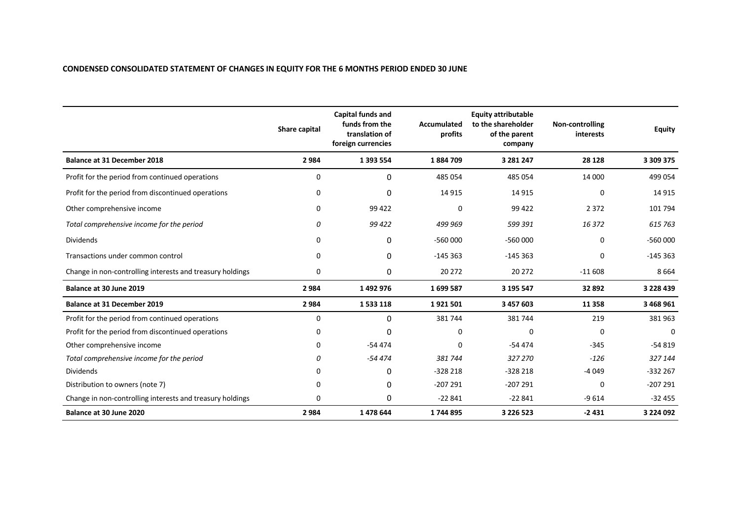**CONDENSED CONSOLIDATED STATEMENT OF CHANGES IN EQUITY FOR THE 6 MONTHS PERIOD ENDED 30 JUNE**

| | Share capital | Capital funds and funds from the translation of foreign currencies | Accumulated profits | Equity attributable to the shareholder of the parent company | Non-controlling interests | Equity |
|---|---|---|---|---|---|---|
| **Balance at 31 December 2018** | **2 984** | **1 393 554** | **1 884 709** | **3 281 247** | **28 128** | **3 309 375** |
| Profit for the period from continued operations | 0 | 0 | 485 054 | 485 054 | 14 000 | 499 054 |
| Profit for the period from discontinued operations | 0 | 0 | 14 915 | 14 915 | 0 | 14 915 |
| Other comprehensive income | 0 | 99 422 | 0 | 99 422 | 2 372 | 101 794 |
| *Total comprehensive income for the period* | *0* | *99 422* | *499 969* | *599 391* | *16 372* | *615 763* |
| Dividends | 0 | 0 | -560 000 | -560 000 | 0 | -560 000 |
| Transactions under common control | 0 | 0 | -145 363 | -145 363 | 0 | -145 363 |
| Change in non-controlling interests and treasury holdings | 0 | 0 | 20 272 | 20 272 | -11 608 | 8 664 |
| **Balance at 30 June 2019** | **2 984** | **1 492 976** | **1 699 587** | **3 195 547** | **32 892** | **3 228 439** |
| **Balance at 31 December 2019** | **2 984** | **1 533 118** | **1 921 501** | **3 457 603** | **11 358** | **3 468 961** |
| Profit for the period from continued operations | 0 | 0 | 381 744 | 381 744 | 219 | 381 963 |
| Profit for the period from discontinued operations | 0 | 0 | 0 | 0 | 0 | 0 |
| Other comprehensive income | 0 | -54 474 | 0 | -54 474 | -345 | -54 819 |
| *Total comprehensive income for the period* | *0* | *-54 474* | *381 744* | *327 270* | *-126* | *327 144* |
| Dividends | 0 | 0 | -328 218 | -328 218 | -4 049 | -332 267 |
| Distribution to owners (note 7) | 0 | 0 | -207 291 | -207 291 | 0 | -207 291 |
| Change in non-controlling interests and treasury holdings | 0 | 0 | -22 841 | -22 841 | -9 614 | -32 455 |
| **Balance at 30 June 2020** | **2 984** | **1 478 644** | **1 744 895** | **3 226 523** | **-2 431** | **3 224 092** |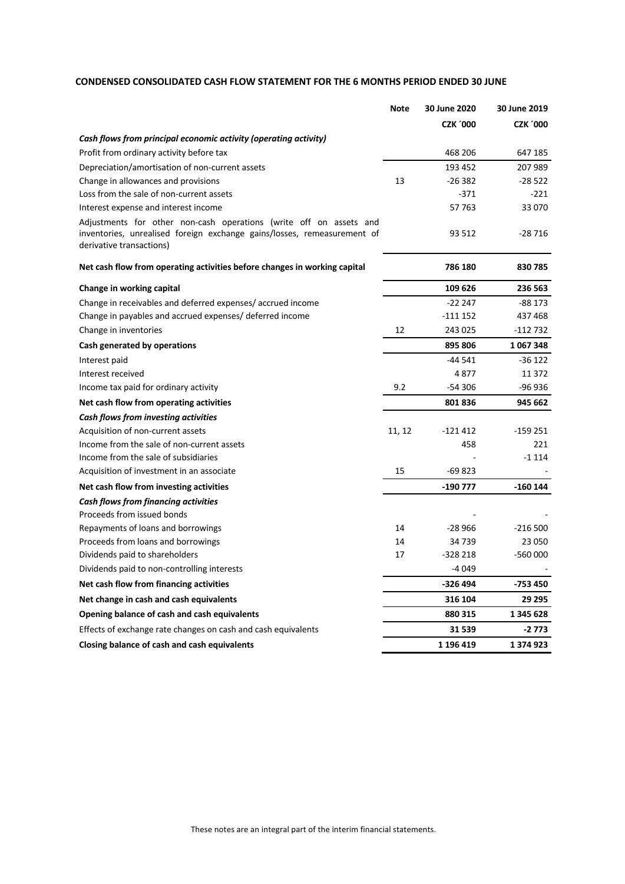## CONDENSED CONSOLIDATED CASH FLOW STATEMENT FOR THE 6 MONTHS PERIOD ENDED 30 JUNE

| | Note | 30 June 2020 | 30 June 2019 |
|---|---|---|---|
| | | CZK ´000 | CZK ´000 |
| ***Cash flows from principal economic activity (operating activity)*** | | | |
| Profit from ordinary activity before tax | | 468 206 | 647 185 |
| Depreciation/amortisation of non-current assets | | 193 452 | 207 989 |
| Change in allowances and provisions | 13 | -26 382 | -28 522 |
| Loss from the sale of non-current assets | | -371 | -221 |
| Interest expense and interest income | | 57 763 | 33 070 |
| Adjustments for other non-cash operations (write off on assets and inventories, unrealised foreign exchange gains/losses, remeasurement of derivative transactions) | | 93 512 | -28 716 |
| **Net cash flow from operating activities before changes in working capital** | | **786 180** | **830 785** |
| **Change in working capital** | | **109 626** | **236 563** |
| Change in receivables and deferred expenses/ accrued income | | -22 247 | -88 173 |
| Change in payables and accrued expenses/ deferred income | | -111 152 | 437 468 |
| Change in inventories | 12 | 243 025 | -112 732 |
| **Cash generated by operations** | | **895 806** | **1 067 348** |
| Interest paid | | -44 541 | -36 122 |
| Interest received | | 4 877 | 11 372 |
| Income tax paid for ordinary activity | 9.2 | -54 306 | -96 936 |
| **Net cash flow from operating activities** | | **801 836** | **945 662** |
| ***Cash flows from investing activities*** | | | |
| Acquisition of non-current assets | 11, 12 | -121 412 | -159 251 |
| Income from the sale of non-current assets | | 458 | 221 |
| Income from the sale of subsidiaries | | - | -1 114 |
| Acquisition of investment in an associate | 15 | -69 823 | - |
| **Net cash flow from investing activities** | | **-190 777** | **-160 144** |
| ***Cash flows from financing activities*** | | | |
| Proceeds from issued bonds | | - | - |
| Repayments of loans and borrowings | 14 | -28 966 | -216 500 |
| Proceeds from loans and borrowings | 14 | 34 739 | 23 050 |
| Dividends paid to shareholders | 17 | -328 218 | -560 000 |
| Dividends paid to non-controlling interests | | -4 049 | - |
| **Net cash flow from financing activities** | | **-326 494** | **-753 450** |
| **Net change in cash and cash equivalents** | | **316 104** | **29 295** |
| **Opening balance of cash and cash equivalents** | | **880 315** | **1 345 628** |
| Effects of exchange rate changes on cash and cash equivalents | | **31 539** | **-2 773** |
| **Closing balance of cash and cash equivalents** | | **1 196 419** | **1 374 923** |

These notes are an integral part of the interim financial statements.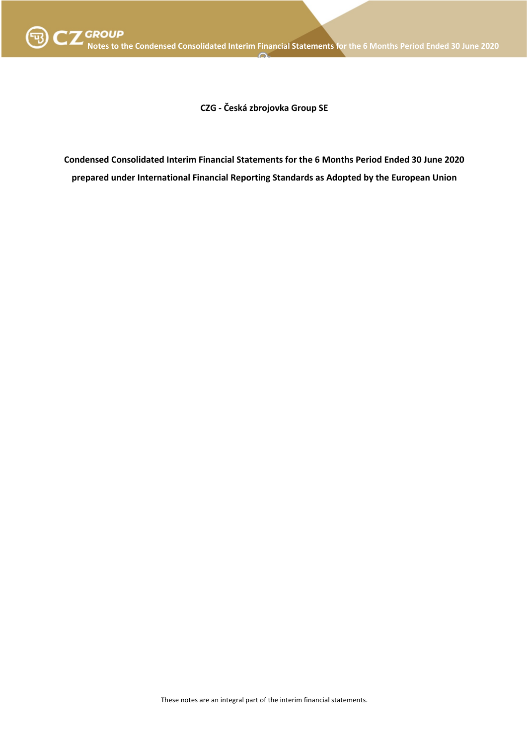**CZG - Česká zbrojovka Group SE**

**Condensed Consolidated Interim Financial Statements for the 6 Months Period Ended 30 June 2020**

**prepared under International Financial Reporting Standards as Adopted by the European Union**

These notes are an integral part of the interim financial statements.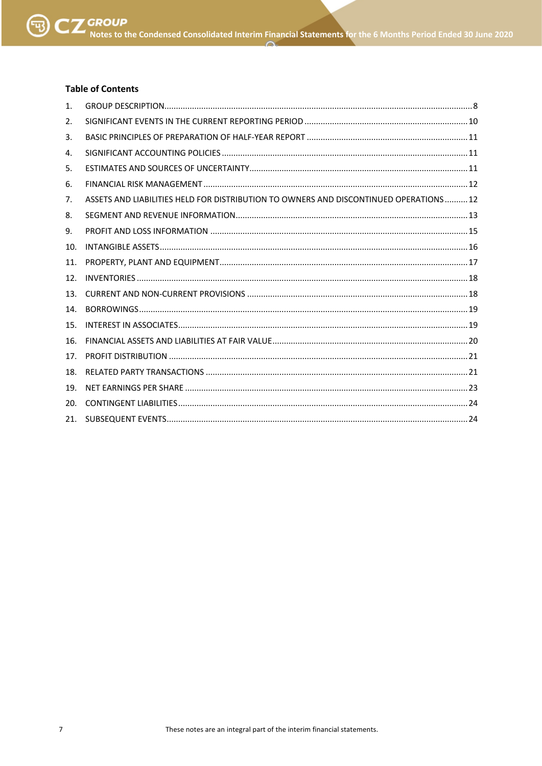## Table of Contents

1. GROUP DESCRIPTION ........ 8
2. SIGNIFICANT EVENTS IN THE CURRENT REPORTING PERIOD ........ 10
3. BASIC PRINCIPLES OF PREPARATION OF HALF-YEAR REPORT ........ 11
4. SIGNIFICANT ACCOUNTING POLICIES ........ 11
5. ESTIMATES AND SOURCES OF UNCERTAINTY ........ 11
6. FINANCIAL RISK MANAGEMENT ........ 12
7. ASSETS AND LIABILITIES HELD FOR DISTRIBUTION TO OWNERS AND DISCONTINUED OPERATIONS ........ 12
8. SEGMENT AND REVENUE INFORMATION ........ 13
9. PROFIT AND LOSS INFORMATION ........ 15
10. INTANGIBLE ASSETS ........ 16
11. PROPERTY, PLANT AND EQUIPMENT ........ 17
12. INVENTORIES ........ 18
13. CURRENT AND NON-CURRENT PROVISIONS ........ 18
14. BORROWINGS ........ 19
15. INTEREST IN ASSOCIATES ........ 19
16. FINANCIAL ASSETS AND LIABILITIES AT FAIR VALUE ........ 20
17. PROFIT DISTRIBUTION ........ 21
18. RELATED PARTY TRANSACTIONS ........ 21
19. NET EARNINGS PER SHARE ........ 23
20. CONTINGENT LIABILITIES ........ 24
21. SUBSEQUENT EVENTS ........ 24

These notes are an integral part of the interim financial statements.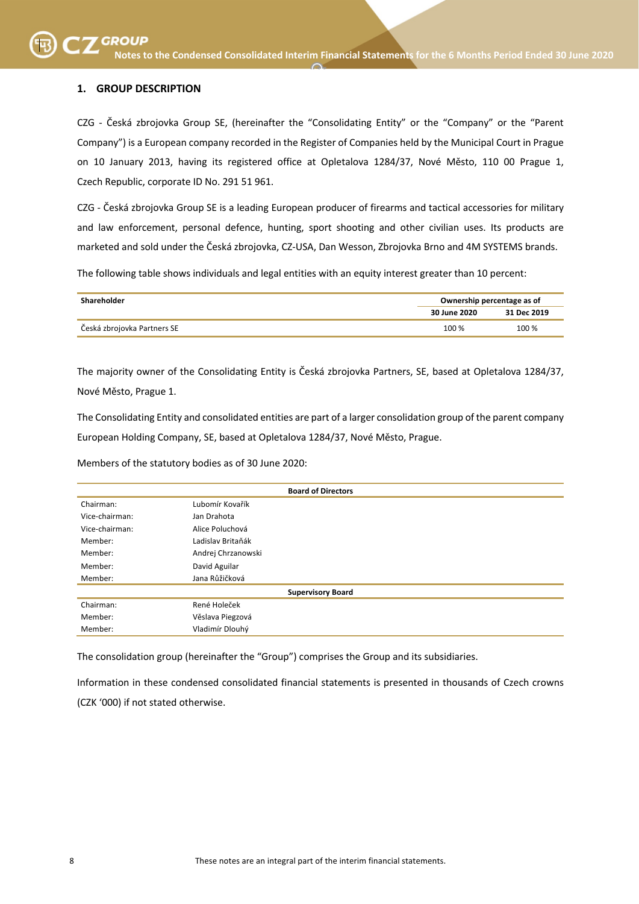## 1. GROUP DESCRIPTION

CZG - Česká zbrojovka Group SE, (hereinafter the "Consolidating Entity" or the "Company" or the "Parent Company") is a European company recorded in the Register of Companies held by the Municipal Court in Prague on 10 January 2013, having its registered office at Opletalova 1284/37, Nové Město, 110 00 Prague 1, Czech Republic, corporate ID No. 291 51 961.

CZG - Česká zbrojovka Group SE is a leading European producer of firearms and tactical accessories for military and law enforcement, personal defence, hunting, sport shooting and other civilian uses. Its products are marketed and sold under the Česká zbrojovka, CZ-USA, Dan Wesson, Zbrojovka Brno and 4M SYSTEMS brands.

The following table shows individuals and legal entities with an equity interest greater than 10 percent:

| Shareholder | Ownership percentage as of | |
|---|---|---|
| | 30 June 2020 | 31 Dec 2019 |
| Česká zbrojovka Partners SE | 100 % | 100 % |

The majority owner of the Consolidating Entity is Česká zbrojovka Partners, SE, based at Opletalova 1284/37, Nové Město, Prague 1.

The Consolidating Entity and consolidated entities are part of a larger consolidation group of the parent company European Holding Company, SE, based at Opletalova 1284/37, Nové Město, Prague.

Members of the statutory bodies as of 30 June 2020:

| Board of Directors | |
|---|---|
| Chairman: | Lubomír Kovařík |
| Vice-chairman: | Jan Drahota |
| Vice-chairman: | Alice Poluchová |
| Member: | Ladislav Britaňák |
| Member: | Andrej Chrzanowski |
| Member: | David Aguilar |
| Member: | Jana Růžičková |
| **Supervisory Board** | |
| Chairman: | René Holeček |
| Member: | Věslava Piegzová |
| Member: | Vladimír Dlouhý |

The consolidation group (hereinafter the "Group") comprises the Group and its subsidiaries.

Information in these condensed consolidated financial statements is presented in thousands of Czech crowns (CZK '000) if not stated otherwise.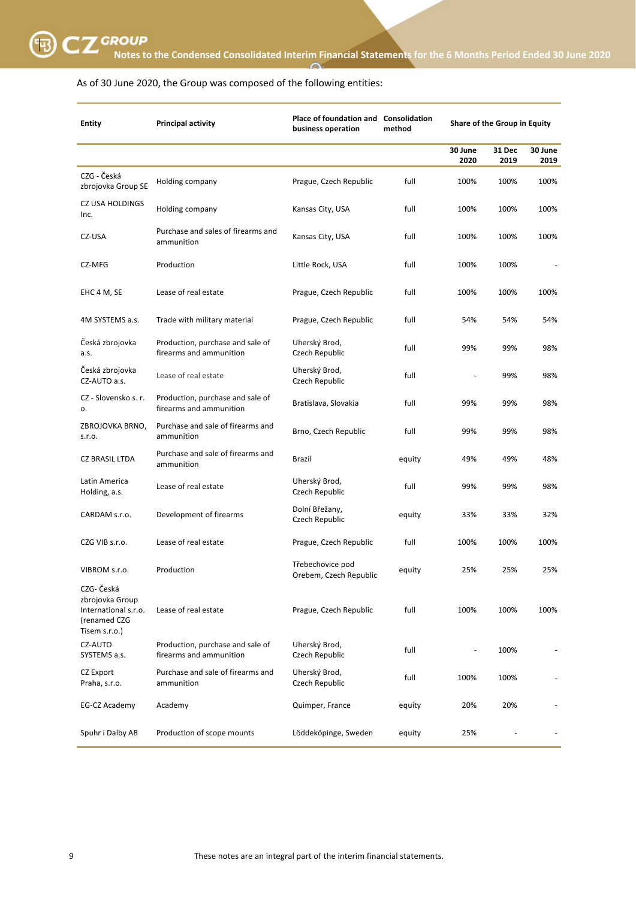As of 30 June 2020, the Group was composed of the following entities:

| Entity | Principal activity | Place of foundation and business operation | Consolidation method | Share of the Group in Equity | | |
|---|---|---|---|---|---|---|
| | | | | 30 June 2020 | 31 Dec 2019 | 30 June 2019 |
| CZG - Česká zbrojovka Group SE | Holding company | Prague, Czech Republic | full | 100% | 100% | 100% |
| CZ USA HOLDINGS Inc. | Holding company | Kansas City, USA | full | 100% | 100% | 100% |
| CZ-USA | Purchase and sales of firearms and ammunition | Kansas City, USA | full | 100% | 100% | 100% |
| CZ-MFG | Production | Little Rock, USA | full | 100% | 100% | - |
| EHC 4 M, SE | Lease of real estate | Prague, Czech Republic | full | 100% | 100% | 100% |
| 4M SYSTEMS a.s. | Trade with military material | Prague, Czech Republic | full | 54% | 54% | 54% |
| Česká zbrojovka a.s. | Production, purchase and sale of firearms and ammunition | Uherský Brod, Czech Republic | full | 99% | 99% | 98% |
| Česká zbrojovka CZ-AUTO a.s. | Lease of real estate | Uherský Brod, Czech Republic | full | - | 99% | 98% |
| CZ - Slovensko s. r. o. | Production, purchase and sale of firearms and ammunition | Bratislava, Slovakia | full | 99% | 99% | 98% |
| ZBROJOVKA BRNO, s.r.o. | Purchase and sale of firearms and ammunition | Brno, Czech Republic | full | 99% | 99% | 98% |
| CZ BRASIL LTDA | Purchase and sale of firearms and ammunition | Brazil | equity | 49% | 49% | 48% |
| Latin America Holding, a.s. | Lease of real estate | Uherský Brod, Czech Republic | full | 99% | 99% | 98% |
| CARDAM s.r.o. | Development of firearms | Dolní Břežany, Czech Republic | equity | 33% | 33% | 32% |
| CZG VIB s.r.o. | Lease of real estate | Prague, Czech Republic | full | 100% | 100% | 100% |
| VIBROM s.r.o. | Production | Třebechovice pod Orebem, Czech Republic | equity | 25% | 25% | 25% |
| CZG- Česká zbrojovka Group International s.r.o. (renamed CZG Tisem s.r.o.) | Lease of real estate | Prague, Czech Republic | full | 100% | 100% | 100% |
| CZ-AUTO SYSTEMS a.s. | Production, purchase and sale of firearms and ammunition | Uherský Brod, Czech Republic | full | - | 100% | - |
| CZ Export Praha, s.r.o. | Purchase and sale of firearms and ammunition | Uherský Brod, Czech Republic | full | 100% | 100% | - |
| EG-CZ Academy | Academy | Quimper, France | equity | 20% | 20% | - |
| Spuhr i Dalby AB | Production of scope mounts | Löddeköpinge, Sweden | equity | 25% | - | - |

These notes are an integral part of the interim financial statements.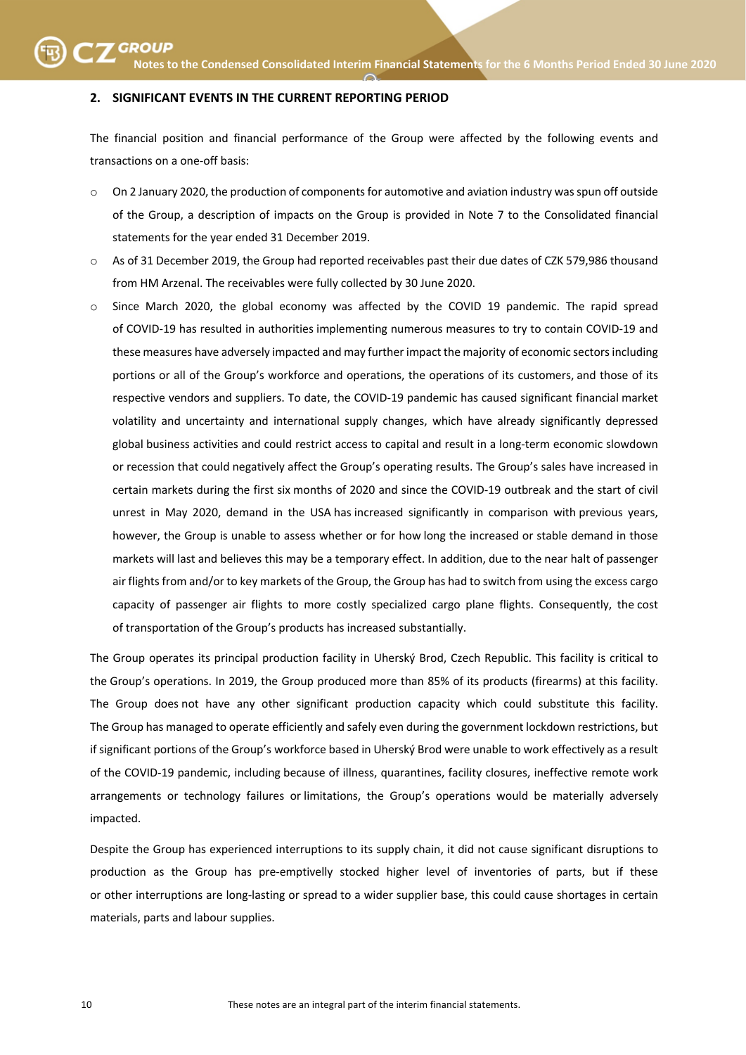## 2. SIGNIFICANT EVENTS IN THE CURRENT REPORTING PERIOD

The financial position and financial performance of the Group were affected by the following events and transactions on a one-off basis:

- On 2 January 2020, the production of components for automotive and aviation industry was spun off outside of the Group, a description of impacts on the Group is provided in Note 7 to the Consolidated financial statements for the year ended 31 December 2019.
- As of 31 December 2019, the Group had reported receivables past their due dates of CZK 579,986 thousand from HM Arzenal. The receivables were fully collected by 30 June 2020.
- Since March 2020, the global economy was affected by the COVID 19 pandemic. The rapid spread of COVID-19 has resulted in authorities implementing numerous measures to try to contain COVID-19 and these measures have adversely impacted and may further impact the majority of economic sectors including portions or all of the Group's workforce and operations, the operations of its customers, and those of its respective vendors and suppliers. To date, the COVID-19 pandemic has caused significant financial market volatility and uncertainty and international supply changes, which have already significantly depressed global business activities and could restrict access to capital and result in a long-term economic slowdown or recession that could negatively affect the Group's operating results. The Group's sales have increased in certain markets during the first six months of 2020 and since the COVID-19 outbreak and the start of civil unrest in May 2020, demand in the USA has increased significantly in comparison with previous years, however, the Group is unable to assess whether or for how long the increased or stable demand in those markets will last and believes this may be a temporary effect. In addition, due to the near halt of passenger air flights from and/or to key markets of the Group, the Group has had to switch from using the excess cargo capacity of passenger air flights to more costly specialized cargo plane flights. Consequently, the cost of transportation of the Group's products has increased substantially.

The Group operates its principal production facility in Uherský Brod, Czech Republic. This facility is critical to the Group's operations. In 2019, the Group produced more than 85% of its products (firearms) at this facility. The Group does not have any other significant production capacity which could substitute this facility. The Group has managed to operate efficiently and safely even during the government lockdown restrictions, but if significant portions of the Group's workforce based in Uherský Brod were unable to work effectively as a result of the COVID-19 pandemic, including because of illness, quarantines, facility closures, ineffective remote work arrangements or technology failures or limitations, the Group's operations would be materially adversely impacted.

Despite the Group has experienced interruptions to its supply chain, it did not cause significant disruptions to production as the Group has pre-emptivelly stocked higher level of inventories of parts, but if these or other interruptions are long-lasting or spread to a wider supplier base, this could cause shortages in certain materials, parts and labour supplies.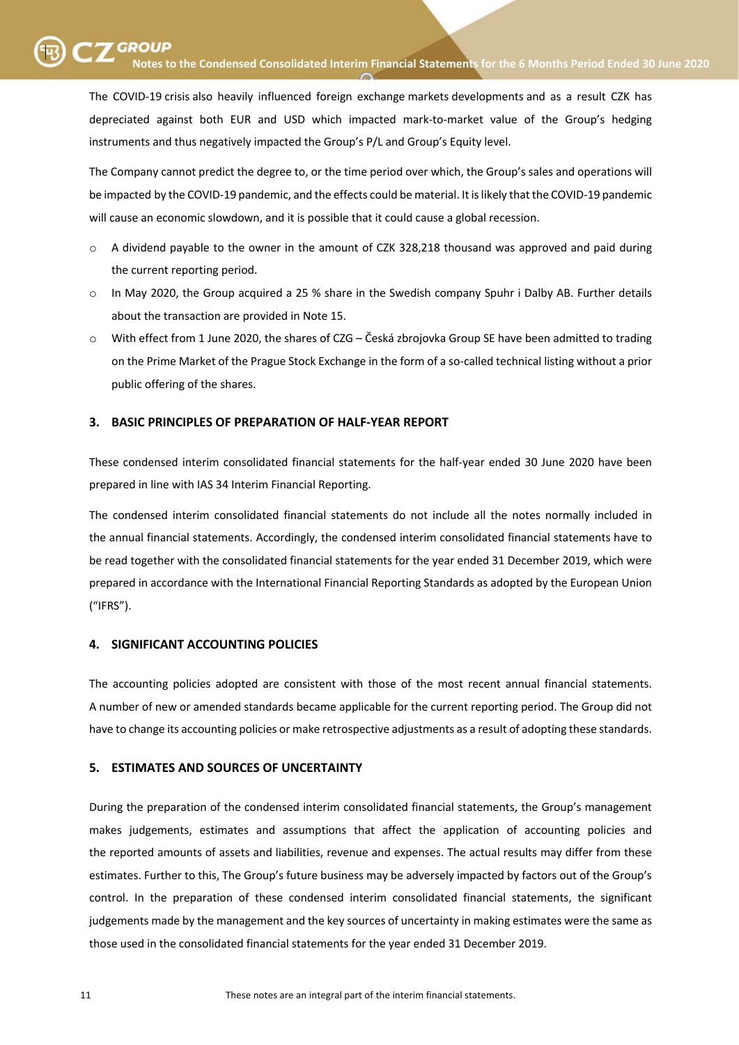The COVID-19 crisis also heavily influenced foreign exchange markets developments and as a result CZK has depreciated against both EUR and USD which impacted mark-to-market value of the Group's hedging instruments and thus negatively impacted the Group's P/L and Group's Equity level.

The Company cannot predict the degree to, or the time period over which, the Group's sales and operations will be impacted by the COVID-19 pandemic, and the effects could be material. It is likely that the COVID-19 pandemic will cause an economic slowdown, and it is possible that it could cause a global recession.

- A dividend payable to the owner in the amount of CZK 328,218 thousand was approved and paid during the current reporting period.
- In May 2020, the Group acquired a 25 % share in the Swedish company Spuhr i Dalby AB. Further details about the transaction are provided in Note 15.
- With effect from 1 June 2020, the shares of CZG – Česká zbrojovka Group SE have been admitted to trading on the Prime Market of the Prague Stock Exchange in the form of a so-called technical listing without a prior public offering of the shares.

## 3. BASIC PRINCIPLES OF PREPARATION OF HALF-YEAR REPORT

These condensed interim consolidated financial statements for the half-year ended 30 June 2020 have been prepared in line with IAS 34 Interim Financial Reporting.

The condensed interim consolidated financial statements do not include all the notes normally included in the annual financial statements. Accordingly, the condensed interim consolidated financial statements have to be read together with the consolidated financial statements for the year ended 31 December 2019, which were prepared in accordance with the International Financial Reporting Standards as adopted by the European Union ("IFRS").

## 4. SIGNIFICANT ACCOUNTING POLICIES

The accounting policies adopted are consistent with those of the most recent annual financial statements. A number of new or amended standards became applicable for the current reporting period. The Group did not have to change its accounting policies or make retrospective adjustments as a result of adopting these standards.

## 5. ESTIMATES AND SOURCES OF UNCERTAINTY

During the preparation of the condensed interim consolidated financial statements, the Group's management makes judgements, estimates and assumptions that affect the application of accounting policies and the reported amounts of assets and liabilities, revenue and expenses. The actual results may differ from these estimates. Further to this, The Group's future business may be adversely impacted by factors out of the Group's control. In the preparation of these condensed interim consolidated financial statements, the significant judgements made by the management and the key sources of uncertainty in making estimates were the same as those used in the consolidated financial statements for the year ended 31 December 2019.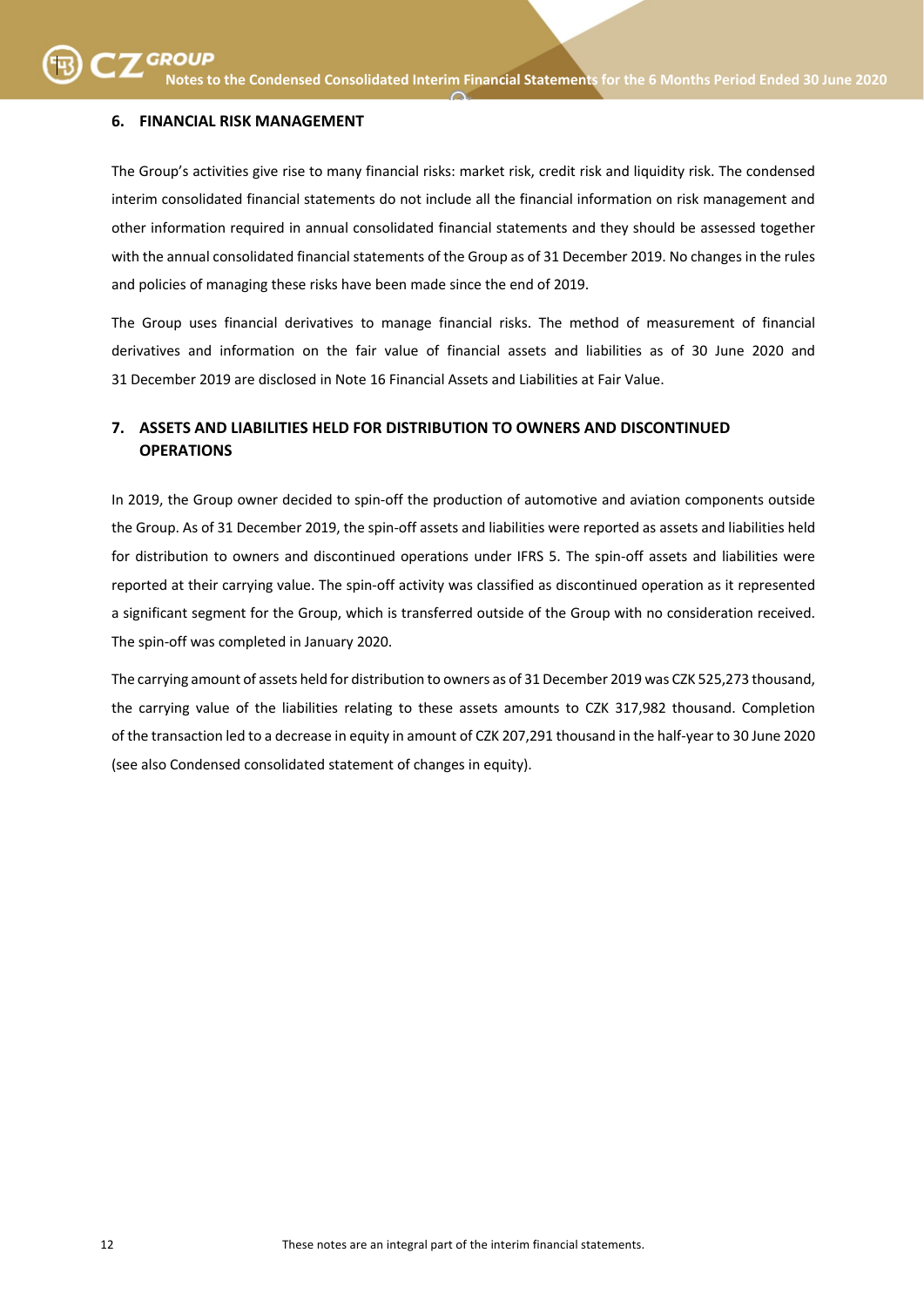## 6. FINANCIAL RISK MANAGEMENT

The Group's activities give rise to many financial risks: market risk, credit risk and liquidity risk. The condensed interim consolidated financial statements do not include all the financial information on risk management and other information required in annual consolidated financial statements and they should be assessed together with the annual consolidated financial statements of the Group as of 31 December 2019. No changes in the rules and policies of managing these risks have been made since the end of 2019.

The Group uses financial derivatives to manage financial risks. The method of measurement of financial derivatives and information on the fair value of financial assets and liabilities as of 30 June 2020 and 31 December 2019 are disclosed in Note 16 Financial Assets and Liabilities at Fair Value.

## 7. ASSETS AND LIABILITIES HELD FOR DISTRIBUTION TO OWNERS AND DISCONTINUED OPERATIONS

In 2019, the Group owner decided to spin-off the production of automotive and aviation components outside the Group. As of 31 December 2019, the spin-off assets and liabilities were reported as assets and liabilities held for distribution to owners and discontinued operations under IFRS 5. The spin-off assets and liabilities were reported at their carrying value. The spin-off activity was classified as discontinued operation as it represented a significant segment for the Group, which is transferred outside of the Group with no consideration received. The spin-off was completed in January 2020.

The carrying amount of assets held for distribution to owners as of 31 December 2019 was CZK 525,273 thousand, the carrying value of the liabilities relating to these assets amounts to CZK 317,982 thousand. Completion of the transaction led to a decrease in equity in amount of CZK 207,291 thousand in the half-year to 30 June 2020 (see also Condensed consolidated statement of changes in equity).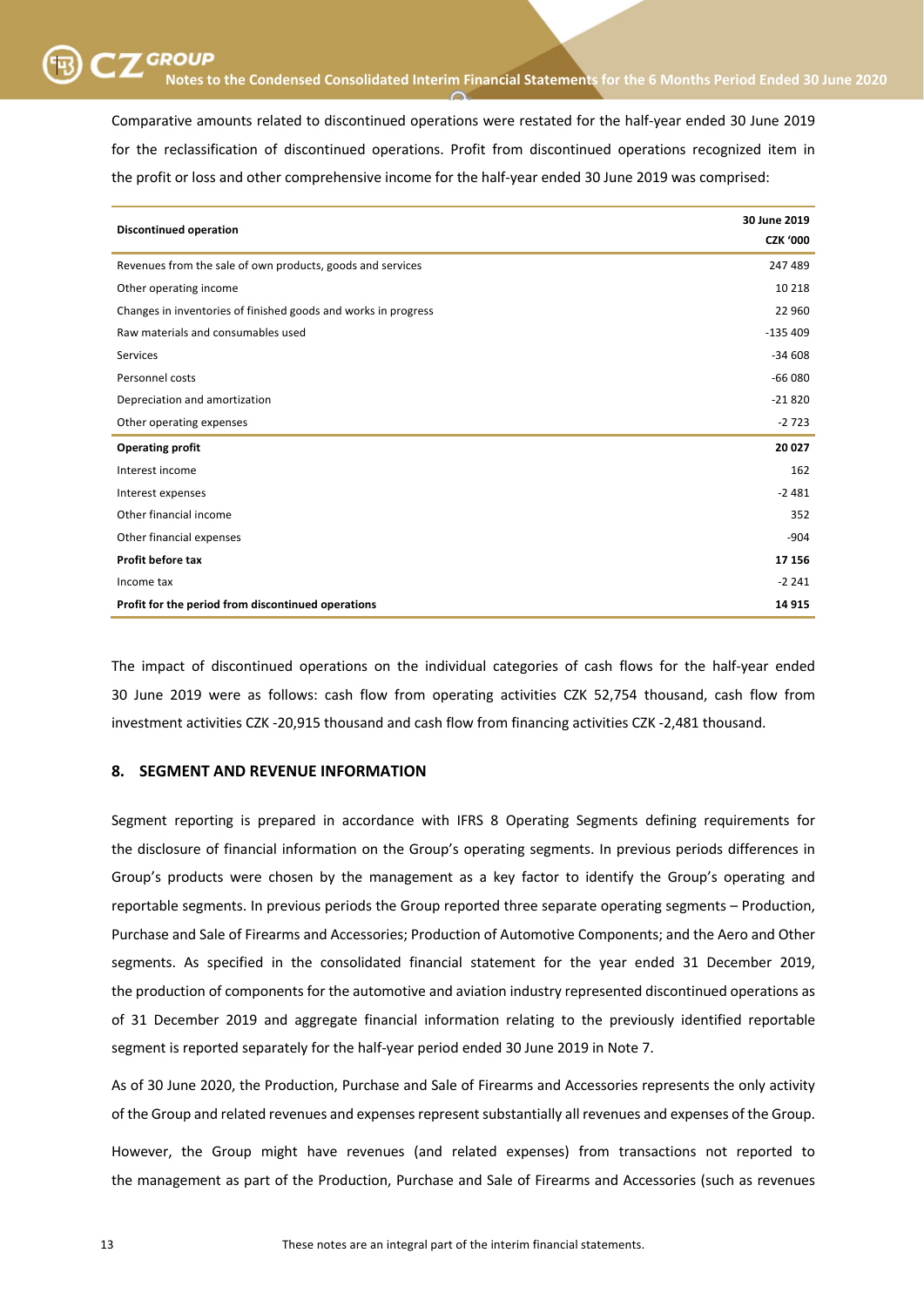Comparative amounts related to discontinued operations were restated for the half-year ended 30 June 2019 for the reclassification of discontinued operations. Profit from discontinued operations recognized item in the profit or loss and other comprehensive income for the half-year ended 30 June 2019 was comprised:

| Discontinued operation | 30 June 2019<br>CZK '000 |
|---|---|
| Revenues from the sale of own products, goods and services | 247 489 |
| Other operating income | 10 218 |
| Changes in inventories of finished goods and works in progress | 22 960 |
| Raw materials and consumables used | -135 409 |
| Services | -34 608 |
| Personnel costs | -66 080 |
| Depreciation and amortization | -21 820 |
| Other operating expenses | -2 723 |
| **Operating profit** | **20 027** |
| Interest income | 162 |
| Interest expenses | -2 481 |
| Other financial income | 352 |
| Other financial expenses | -904 |
| **Profit before tax** | **17 156** |
| Income tax | -2 241 |
| **Profit for the period from discontinued operations** | **14 915** |

The impact of discontinued operations on the individual categories of cash flows for the half-year ended 30 June 2019 were as follows: cash flow from operating activities CZK 52,754 thousand, cash flow from investment activities CZK -20,915 thousand and cash flow from financing activities CZK -2,481 thousand.

## 8. SEGMENT AND REVENUE INFORMATION

Segment reporting is prepared in accordance with IFRS 8 Operating Segments defining requirements for the disclosure of financial information on the Group's operating segments. In previous periods differences in Group's products were chosen by the management as a key factor to identify the Group's operating and reportable segments. In previous periods the Group reported three separate operating segments – Production, Purchase and Sale of Firearms and Accessories; Production of Automotive Components; and the Aero and Other segments. As specified in the consolidated financial statement for the year ended 31 December 2019, the production of components for the automotive and aviation industry represented discontinued operations as of 31 December 2019 and aggregate financial information relating to the previously identified reportable segment is reported separately for the half-year period ended 30 June 2019 in Note 7.

As of 30 June 2020, the Production, Purchase and Sale of Firearms and Accessories represents the only activity of the Group and related revenues and expenses represent substantially all revenues and expenses of the Group.

However, the Group might have revenues (and related expenses) from transactions not reported to the management as part of the Production, Purchase and Sale of Firearms and Accessories (such as revenues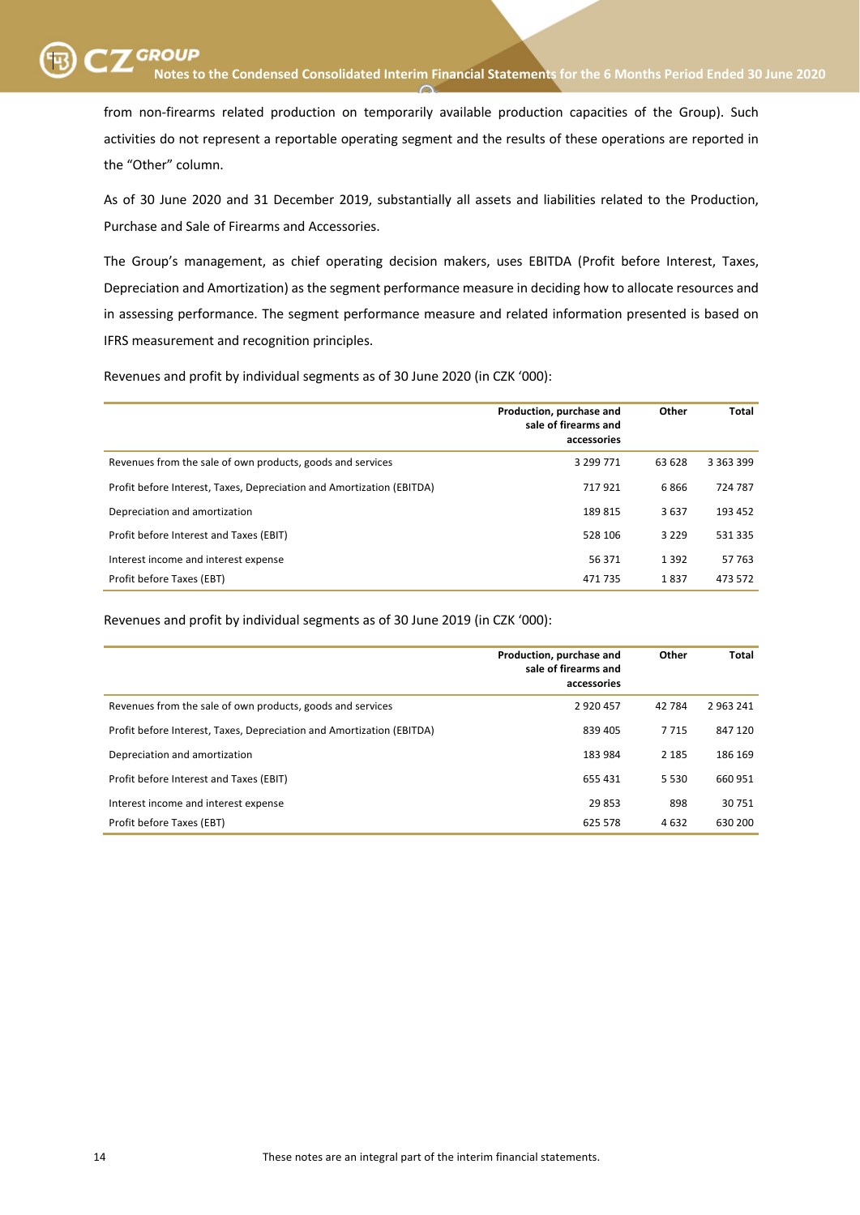from non-firearms related production on temporarily available production capacities of the Group). Such activities do not represent a reportable operating segment and the results of these operations are reported in the "Other" column.

As of 30 June 2020 and 31 December 2019, substantially all assets and liabilities related to the Production, Purchase and Sale of Firearms and Accessories.

The Group's management, as chief operating decision makers, uses EBITDA (Profit before Interest, Taxes, Depreciation and Amortization) as the segment performance measure in deciding how to allocate resources and in assessing performance. The segment performance measure and related information presented is based on IFRS measurement and recognition principles.

Revenues and profit by individual segments as of 30 June 2020 (in CZK '000):

| | Production, purchase and sale of firearms and accessories | Other | Total |
|---|---|---|---|
| Revenues from the sale of own products, goods and services | 3 299 771 | 63 628 | 3 363 399 |
| Profit before Interest, Taxes, Depreciation and Amortization (EBITDA) | 717 921 | 6 866 | 724 787 |
| Depreciation and amortization | 189 815 | 3 637 | 193 452 |
| Profit before Interest and Taxes (EBIT) | 528 106 | 3 229 | 531 335 |
| Interest income and interest expense | 56 371 | 1 392 | 57 763 |
| Profit before Taxes (EBT) | 471 735 | 1 837 | 473 572 |

Revenues and profit by individual segments as of 30 June 2019 (in CZK '000):

| | Production, purchase and sale of firearms and accessories | Other | Total |
|---|---|---|---|
| Revenues from the sale of own products, goods and services | 2 920 457 | 42 784 | 2 963 241 |
| Profit before Interest, Taxes, Depreciation and Amortization (EBITDA) | 839 405 | 7 715 | 847 120 |
| Depreciation and amortization | 183 984 | 2 185 | 186 169 |
| Profit before Interest and Taxes (EBIT) | 655 431 | 5 530 | 660 951 |
| Interest income and interest expense | 29 853 | 898 | 30 751 |
| Profit before Taxes (EBT) | 625 578 | 4 632 | 630 200 |

These notes are an integral part of the interim financial statements.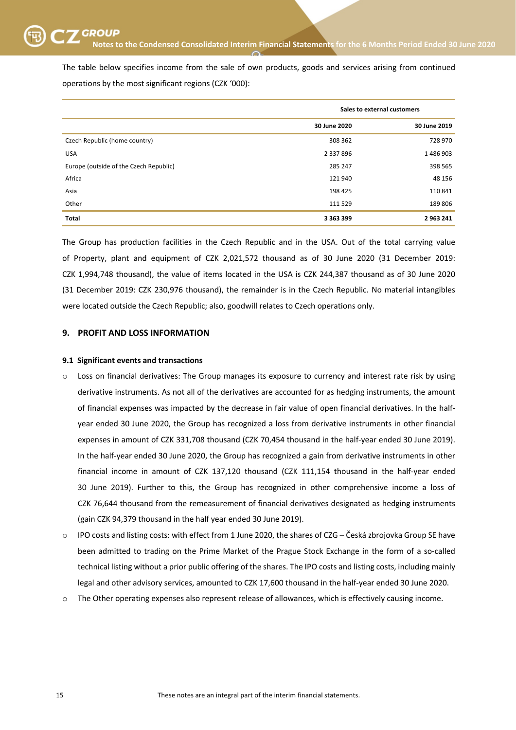The table below specifies income from the sale of own products, goods and services arising from continued operations by the most significant regions (CZK '000):

| | Sales to external customers | |
|---|---|---|
| | 30 June 2020 | 30 June 2019 |
| Czech Republic (home country) | 308 362 | 728 970 |
| USA | 2 337 896 | 1 486 903 |
| Europe (outside of the Czech Republic) | 285 247 | 398 565 |
| Africa | 121 940 | 48 156 |
| Asia | 198 425 | 110 841 |
| Other | 111 529 | 189 806 |
| **Total** | **3 363 399** | **2 963 241** |

The Group has production facilities in the Czech Republic and in the USA. Out of the total carrying value of Property, plant and equipment of CZK 2,021,572 thousand as of 30 June 2020 (31 December 2019: CZK 1,994,748 thousand), the value of items located in the USA is CZK 244,387 thousand as of 30 June 2020 (31 December 2019: CZK 230,976 thousand), the remainder is in the Czech Republic. No material intangibles were located outside the Czech Republic; also, goodwill relates to Czech operations only.

## 9. PROFIT AND LOSS INFORMATION

### 9.1 Significant events and transactions

- Loss on financial derivatives: The Group manages its exposure to currency and interest rate risk by using derivative instruments. As not all of the derivatives are accounted for as hedging instruments, the amount of financial expenses was impacted by the decrease in fair value of open financial derivatives. In the half-year ended 30 June 2020, the Group has recognized a loss from derivative instruments in other financial expenses in amount of CZK 331,708 thousand (CZK 70,454 thousand in the half-year ended 30 June 2019). In the half-year ended 30 June 2020, the Group has recognized a gain from derivative instruments in other financial income in amount of CZK 137,120 thousand (CZK 111,154 thousand in the half-year ended 30 June 2019). Further to this, the Group has recognized in other comprehensive income a loss of CZK 76,644 thousand from the remeasurement of financial derivatives designated as hedging instruments (gain CZK 94,379 thousand in the half year ended 30 June 2019).
- IPO costs and listing costs: with effect from 1 June 2020, the shares of CZG – Česká zbrojovka Group SE have been admitted to trading on the Prime Market of the Prague Stock Exchange in the form of a so-called technical listing without a prior public offering of the shares. The IPO costs and listing costs, including mainly legal and other advisory services, amounted to CZK 17,600 thousand in the half-year ended 30 June 2020.
- The Other operating expenses also represent release of allowances, which is effectively causing income.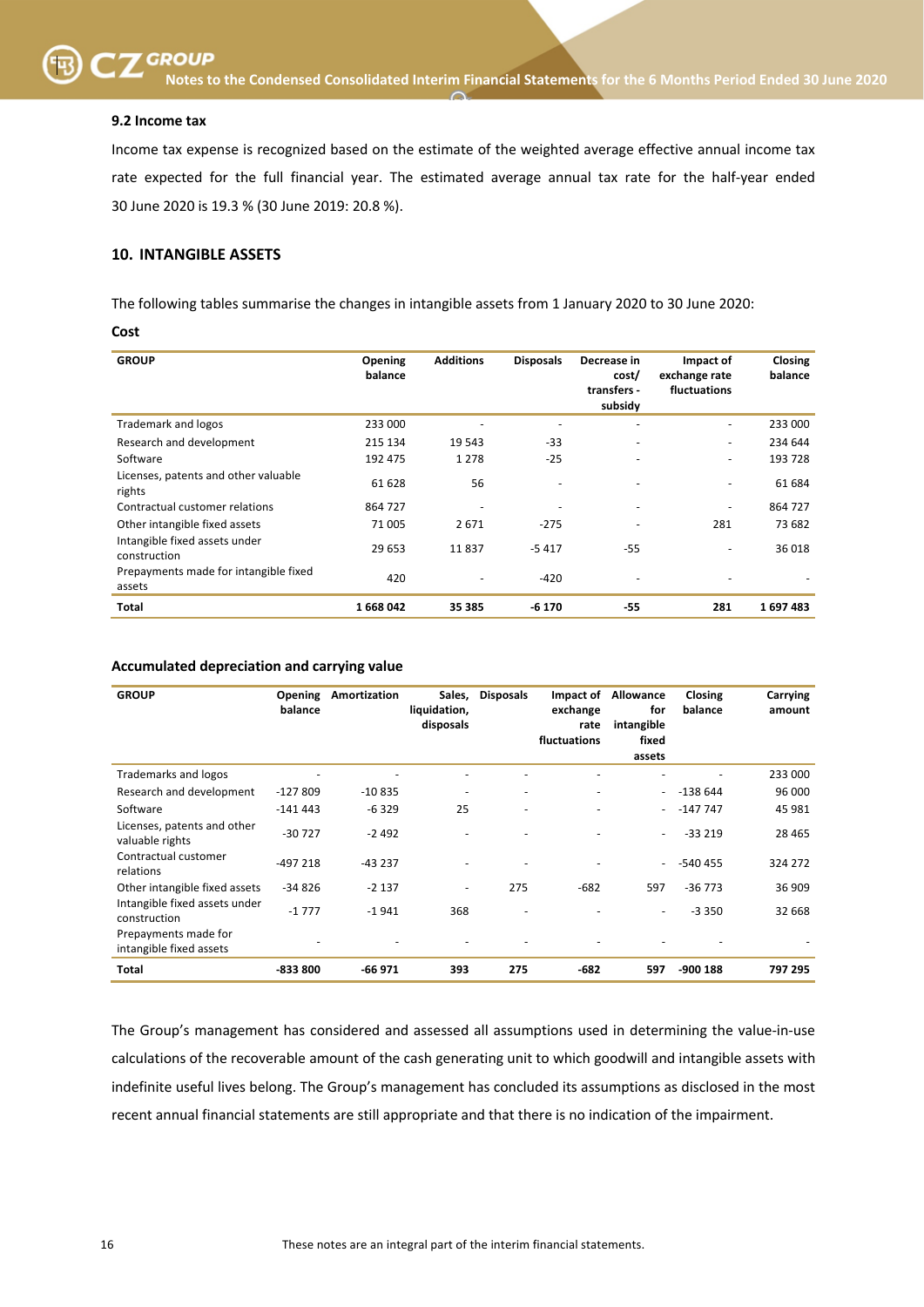### 9.2 Income tax

Income tax expense is recognized based on the estimate of the weighted average effective annual income tax rate expected for the full financial year. The estimated average annual tax rate for the half-year ended 30 June 2020 is 19.3 % (30 June 2019: 20.8 %).

## 10. INTANGIBLE ASSETS

The following tables summarise the changes in intangible assets from 1 January 2020 to 30 June 2020:

**Cost**

| GROUP | Opening balance | Additions | Disposals | Decrease in cost/ transfers - subsidy | Impact of exchange rate fluctuations | Closing balance |
|---|---|---|---|---|---|---|
| Trademark and logos | 233 000 | - | - | - | - | 233 000 |
| Research and development | 215 134 | 19 543 | -33 | - | - | 234 644 |
| Software | 192 475 | 1 278 | -25 | - | - | 193 728 |
| Licenses, patents and other valuable rights | 61 628 | 56 | - | - | - | 61 684 |
| Contractual customer relations | 864 727 | - | - | - | - | 864 727 |
| Other intangible fixed assets | 71 005 | 2 671 | -275 | - | 281 | 73 682 |
| Intangible fixed assets under construction | 29 653 | 11 837 | -5 417 | -55 | - | 36 018 |
| Prepayments made for intangible fixed assets | 420 | - | -420 | - | - | - |
| **Total** | **1 668 042** | **35 385** | **-6 170** | **-55** | **281** | **1 697 483** |

### Accumulated depreciation and carrying value

| GROUP | Opening balance | Amortization | Sales, liquidation, disposals | Disposals | Impact of exchange rate fluctuations | Allowance for intangible fixed assets | Closing balance | Carrying amount |
|---|---|---|---|---|---|---|---|---|
| Trademarks and logos | - | - | - | - | - | - | - | 233 000 |
| Research and development | -127 809 | -10 835 | - | - | - | - | -138 644 | 96 000 |
| Software | -141 443 | -6 329 | 25 | - | - | - | -147 747 | 45 981 |
| Licenses, patents and other valuable rights | -30 727 | -2 492 | - | - | - | - | -33 219 | 28 465 |
| Contractual customer relations | -497 218 | -43 237 | - | - | - | - | -540 455 | 324 272 |
| Other intangible fixed assets | -34 826 | -2 137 | - | 275 | -682 | 597 | -36 773 | 36 909 |
| Intangible fixed assets under construction | -1 777 | -1 941 | 368 | - | - | - | -3 350 | 32 668 |
| Prepayments made for intangible fixed assets | - | - | - | - | - | - | - | - |
| **Total** | **-833 800** | **-66 971** | **393** | **275** | **-682** | **597** | **-900 188** | **797 295** |

The Group's management has considered and assessed all assumptions used in determining the value-in-use calculations of the recoverable amount of the cash generating unit to which goodwill and intangible assets with indefinite useful lives belong. The Group's management has concluded its assumptions as disclosed in the most recent annual financial statements are still appropriate and that there is no indication of the impairment.

These notes are an integral part of the interim financial statements.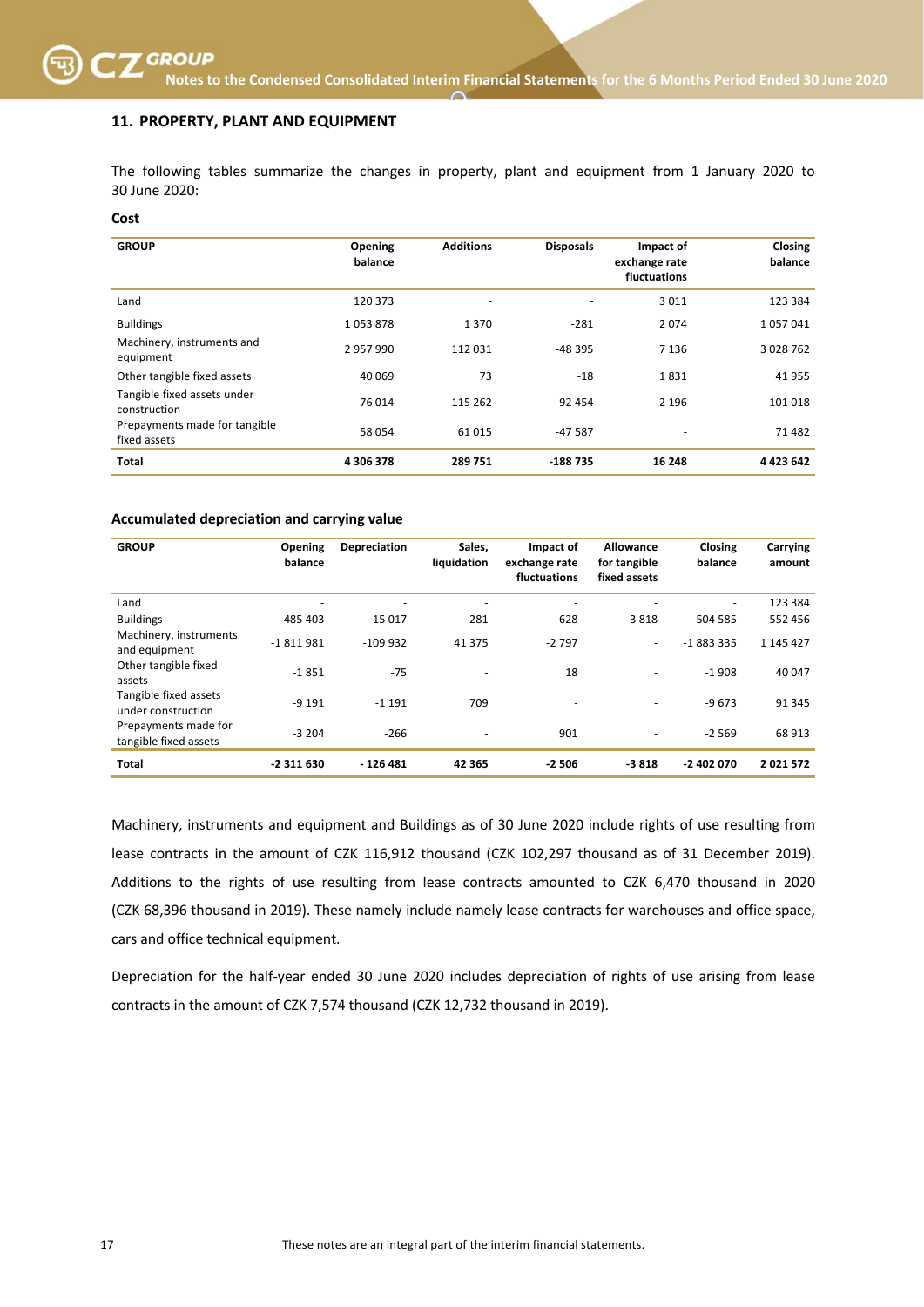## 11. PROPERTY, PLANT AND EQUIPMENT

The following tables summarize the changes in property, plant and equipment from 1 January 2020 to 30 June 2020:

**Cost**

| GROUP | Opening balance | Additions | Disposals | Impact of exchange rate fluctuations | Closing balance |
|---|---|---|---|---|---|
| Land | 120 373 | - | - | 3 011 | 123 384 |
| Buildings | 1 053 878 | 1 370 | -281 | 2 074 | 1 057 041 |
| Machinery, instruments and equipment | 2 957 990 | 112 031 | -48 395 | 7 136 | 3 028 762 |
| Other tangible fixed assets | 40 069 | 73 | -18 | 1 831 | 41 955 |
| Tangible fixed assets under construction | 76 014 | 115 262 | -92 454 | 2 196 | 101 018 |
| Prepayments made for tangible fixed assets | 58 054 | 61 015 | -47 587 | - | 71 482 |
| **Total** | **4 306 378** | **289 751** | **-188 735** | **16 248** | **4 423 642** |

**Accumulated depreciation and carrying value**

| GROUP | Opening balance | Depreciation | Sales, liquidation | Impact of exchange rate fluctuations | Allowance for tangible fixed assets | Closing balance | Carrying amount |
|---|---|---|---|---|---|---|---|
| Land | - | - | - | - | - | - | 123 384 |
| Buildings | -485 403 | -15 017 | 281 | -628 | -3 818 | -504 585 | 552 456 |
| Machinery, instruments and equipment | -1 811 981 | -109 932 | 41 375 | -2 797 | - | -1 883 335 | 1 145 427 |
| Other tangible fixed assets | -1 851 | -75 | - | 18 | - | -1 908 | 40 047 |
| Tangible fixed assets under construction | -9 191 | -1 191 | 709 | - | - | -9 673 | 91 345 |
| Prepayments made for tangible fixed assets | -3 204 | -266 | - | 901 | - | -2 569 | 68 913 |
| **Total** | **-2 311 630** | **- 126 481** | **42 365** | **-2 506** | **-3 818** | **-2 402 070** | **2 021 572** |

Machinery, instruments and equipment and Buildings as of 30 June 2020 include rights of use resulting from lease contracts in the amount of CZK 116,912 thousand (CZK 102,297 thousand as of 31 December 2019). Additions to the rights of use resulting from lease contracts amounted to CZK 6,470 thousand in 2020 (CZK 68,396 thousand in 2019). These namely include namely lease contracts for warehouses and office space, cars and office technical equipment.

Depreciation for the half-year ended 30 June 2020 includes depreciation of rights of use arising from lease contracts in the amount of CZK 7,574 thousand (CZK 12,732 thousand in 2019).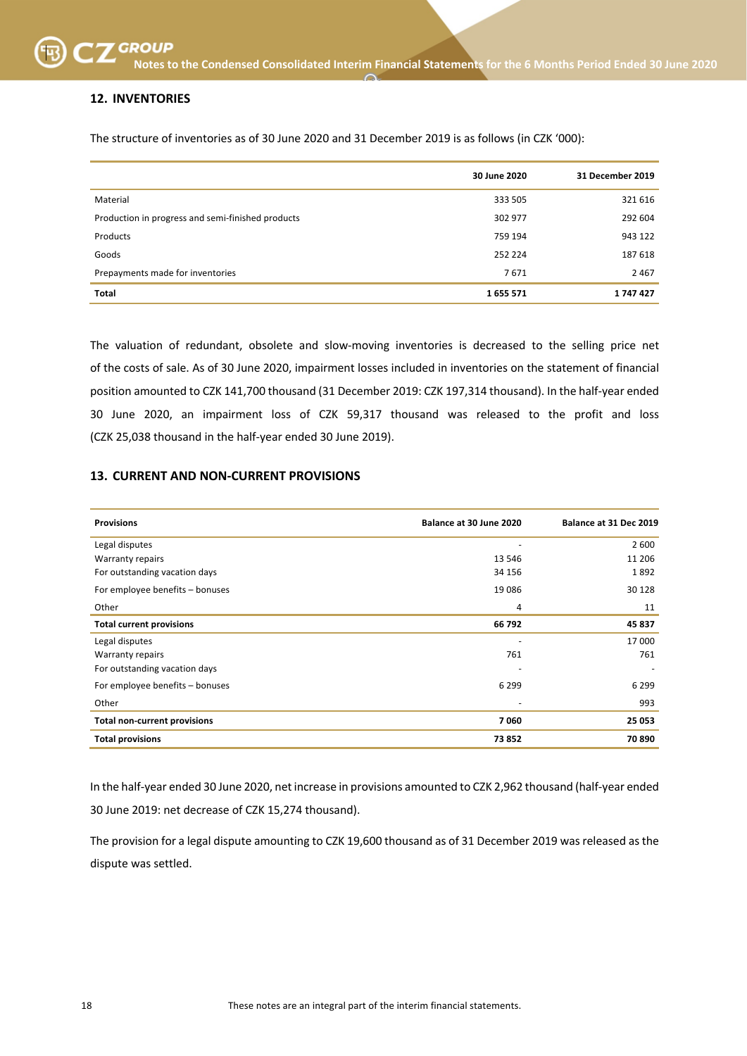## 12. INVENTORIES

The structure of inventories as of 30 June 2020 and 31 December 2019 is as follows (in CZK '000):

| | 30 June 2020 | 31 December 2019 |
|---|---|---|
| Material | 333 505 | 321 616 |
| Production in progress and semi-finished products | 302 977 | 292 604 |
| Products | 759 194 | 943 122 |
| Goods | 252 224 | 187 618 |
| Prepayments made for inventories | 7 671 | 2 467 |
| **Total** | **1 655 571** | **1 747 427** |

The valuation of redundant, obsolete and slow-moving inventories is decreased to the selling price net of the costs of sale. As of 30 June 2020, impairment losses included in inventories on the statement of financial position amounted to CZK 141,700 thousand (31 December 2019: CZK 197,314 thousand). In the half-year ended 30 June 2020, an impairment loss of CZK 59,317 thousand was released to the profit and loss (CZK 25,038 thousand in the half-year ended 30 June 2019).

## 13. CURRENT AND NON-CURRENT PROVISIONS

| Provisions | Balance at 30 June 2020 | Balance at 31 Dec 2019 |
|---|---|---|
| Legal disputes | - | 2 600 |
| Warranty repairs | 13 546 | 11 206 |
| For outstanding vacation days | 34 156 | 1 892 |
| For employee benefits – bonuses | 19 086 | 30 128 |
| Other | 4 | 11 |
| **Total current provisions** | **66 792** | **45 837** |
| Legal disputes | - | 17 000 |
| Warranty repairs | 761 | 761 |
| For outstanding vacation days | - | - |
| For employee benefits – bonuses | 6 299 | 6 299 |
| Other | - | 993 |
| **Total non-current provisions** | **7 060** | **25 053** |
| **Total provisions** | **73 852** | **70 890** |

In the half-year ended 30 June 2020, net increase in provisions amounted to CZK 2,962 thousand (half-year ended 30 June 2019: net decrease of CZK 15,274 thousand).

The provision for a legal dispute amounting to CZK 19,600 thousand as of 31 December 2019 was released as the dispute was settled.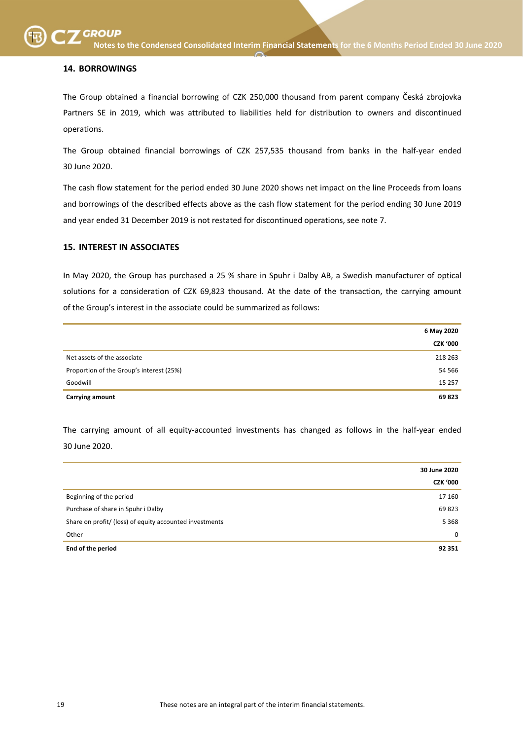## 14. BORROWINGS

The Group obtained a financial borrowing of CZK 250,000 thousand from parent company Česká zbrojovka Partners SE in 2019, which was attributed to liabilities held for distribution to owners and discontinued operations.

The Group obtained financial borrowings of CZK 257,535 thousand from banks in the half-year ended 30 June 2020.

The cash flow statement for the period ended 30 June 2020 shows net impact on the line Proceeds from loans and borrowings of the described effects above as the cash flow statement for the period ending 30 June 2019 and year ended 31 December 2019 is not restated for discontinued operations, see note 7.

## 15. INTEREST IN ASSOCIATES

In May 2020, the Group has purchased a 25 % share in Spuhr i Dalby AB, a Swedish manufacturer of optical solutions for a consideration of CZK 69,823 thousand. At the date of the transaction, the carrying amount of the Group's interest in the associate could be summarized as follows:

| | 6 May 2020 |
|---|---|
| | CZK '000 |
| Net assets of the associate | 218 263 |
| Proportion of the Group's interest (25%) | 54 566 |
| Goodwill | 15 257 |
| **Carrying amount** | **69 823** |

The carrying amount of all equity-accounted investments has changed as follows in the half-year ended 30 June 2020.

| | 30 June 2020 |
|---|---|
| | CZK '000 |
| Beginning of the period | 17 160 |
| Purchase of share in Spuhr i Dalby | 69 823 |
| Share on profit/ (loss) of equity accounted investments | 5 368 |
| Other | 0 |
| **End of the period** | **92 351** |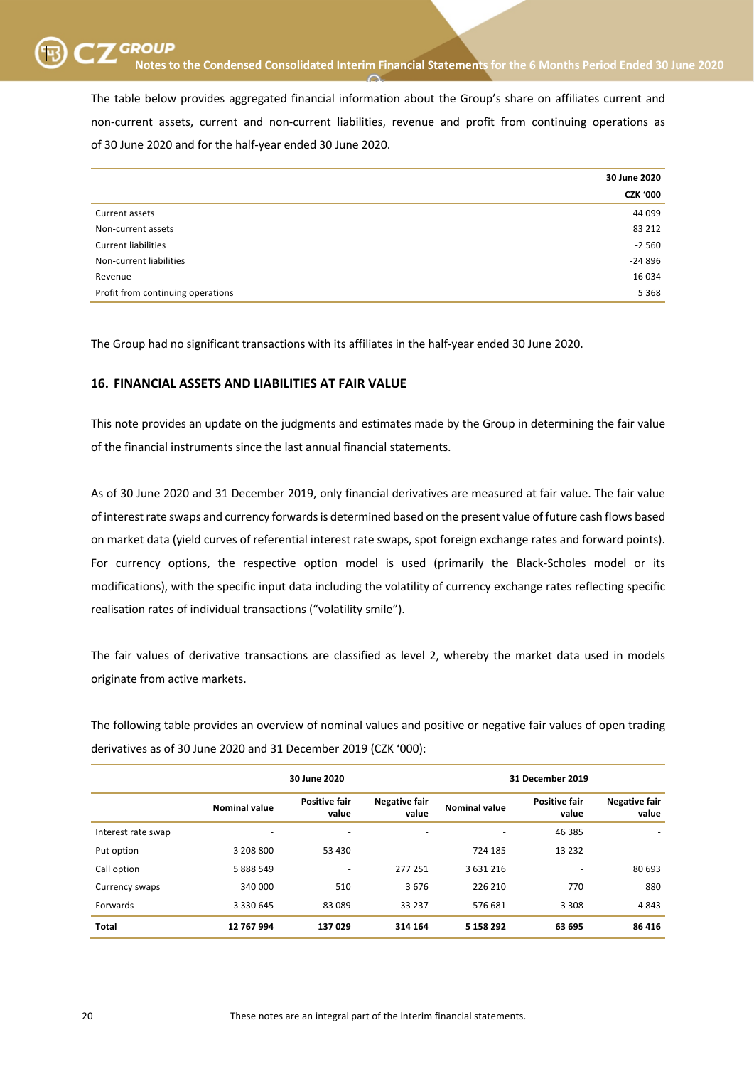The table below provides aggregated financial information about the Group's share on affiliates current and non-current assets, current and non-current liabilities, revenue and profit from continuing operations as of 30 June 2020 and for the half-year ended 30 June 2020.

| | 30 June 2020 |
|---|---|
| | CZK '000 |
| Current assets | 44 099 |
| Non-current assets | 83 212 |
| Current liabilities | -2 560 |
| Non-current liabilities | -24 896 |
| Revenue | 16 034 |
| Profit from continuing operations | 5 368 |

The Group had no significant transactions with its affiliates in the half-year ended 30 June 2020.

## 16. FINANCIAL ASSETS AND LIABILITIES AT FAIR VALUE

This note provides an update on the judgments and estimates made by the Group in determining the fair value of the financial instruments since the last annual financial statements.

As of 30 June 2020 and 31 December 2019, only financial derivatives are measured at fair value. The fair value of interest rate swaps and currency forwards is determined based on the present value of future cash flows based on market data (yield curves of referential interest rate swaps, spot foreign exchange rates and forward points). For currency options, the respective option model is used (primarily the Black-Scholes model or its modifications), with the specific input data including the volatility of currency exchange rates reflecting specific realisation rates of individual transactions ("volatility smile").

The fair values of derivative transactions are classified as level 2, whereby the market data used in models originate from active markets.

The following table provides an overview of nominal values and positive or negative fair values of open trading derivatives as of 30 June 2020 and 31 December 2019 (CZK '000):

| | 30 June 2020 | | | 31 December 2019 | | |
|---|---|---|---|---|---|---|
| | Nominal value | Positive fair value | Negative fair value | Nominal value | Positive fair value | Negative fair value |
| Interest rate swap | - | - | - | - | 46 385 | - |
| Put option | 3 208 800 | 53 430 | - | 724 185 | 13 232 | - |
| Call option | 5 888 549 | - | 277 251 | 3 631 216 | - | 80 693 |
| Currency swaps | 340 000 | 510 | 3 676 | 226 210 | 770 | 880 |
| Forwards | 3 330 645 | 83 089 | 33 237 | 576 681 | 3 308 | 4 843 |
| **Total** | **12 767 994** | **137 029** | **314 164** | **5 158 292** | **63 695** | **86 416** |

These notes are an integral part of the interim financial statements.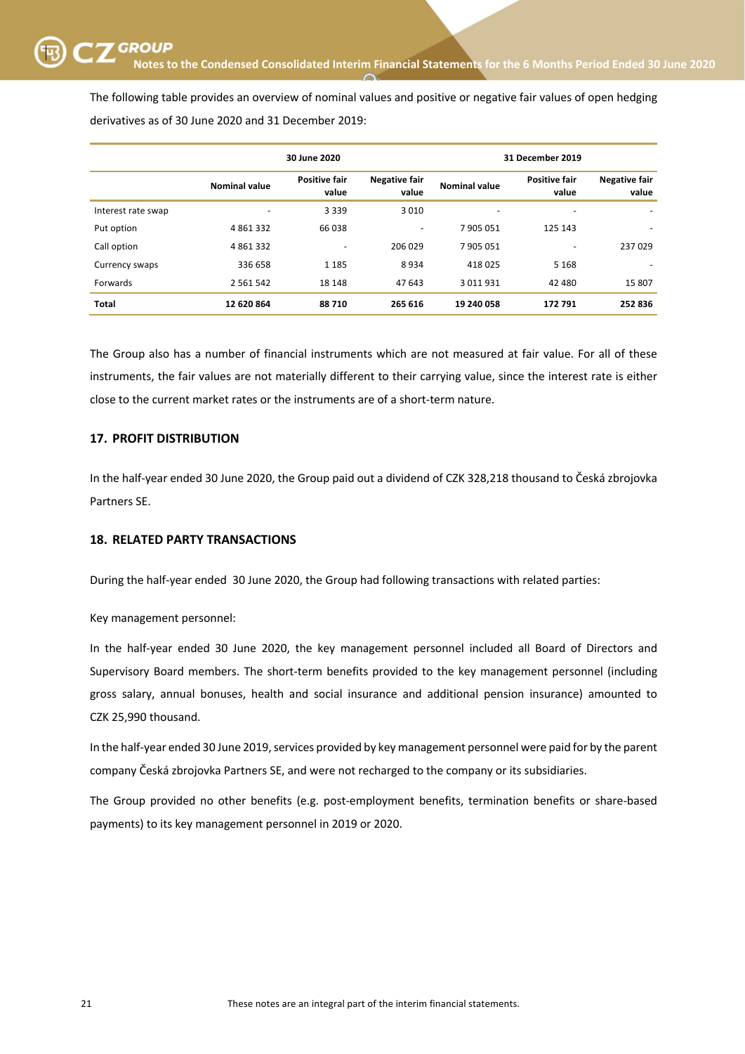The following table provides an overview of nominal values and positive or negative fair values of open hedging derivatives as of 30 June 2020 and 31 December 2019:

| | 30 June 2020 | | | 31 December 2019 | | |
|---|---|---|---|---|---|---|
| | **Nominal value** | **Positive fair value** | **Negative fair value** | **Nominal value** | **Positive fair value** | **Negative fair value** |
| Interest rate swap | - | 3 339 | 3 010 | - | - | - |
| Put option | 4 861 332 | 66 038 | - | 7 905 051 | 125 143 | - |
| Call option | 4 861 332 | - | 206 029 | 7 905 051 | - | 237 029 |
| Currency swaps | 336 658 | 1 185 | 8 934 | 418 025 | 5 168 | - |
| Forwards | 2 561 542 | 18 148 | 47 643 | 3 011 931 | 42 480 | 15 807 |
| **Total** | **12 620 864** | **88 710** | **265 616** | **19 240 058** | **172 791** | **252 836** |

The Group also has a number of financial instruments which are not measured at fair value. For all of these instruments, the fair values are not materially different to their carrying value, since the interest rate is either close to the current market rates or the instruments are of a short-term nature.

## 17. PROFIT DISTRIBUTION

In the half-year ended 30 June 2020, the Group paid out a dividend of CZK 328,218 thousand to Česká zbrojovka Partners SE.

## 18. RELATED PARTY TRANSACTIONS

During the half-year ended 30 June 2020, the Group had following transactions with related parties:

Key management personnel:

In the half-year ended 30 June 2020, the key management personnel included all Board of Directors and Supervisory Board members. The short-term benefits provided to the key management personnel (including gross salary, annual bonuses, health and social insurance and additional pension insurance) amounted to CZK 25,990 thousand.

In the half-year ended 30 June 2019, services provided by key management personnel were paid for by the parent company Česká zbrojovka Partners SE, and were not recharged to the company or its subsidiaries.

The Group provided no other benefits (e.g. post-employment benefits, termination benefits or share-based payments) to its key management personnel in 2019 or 2020.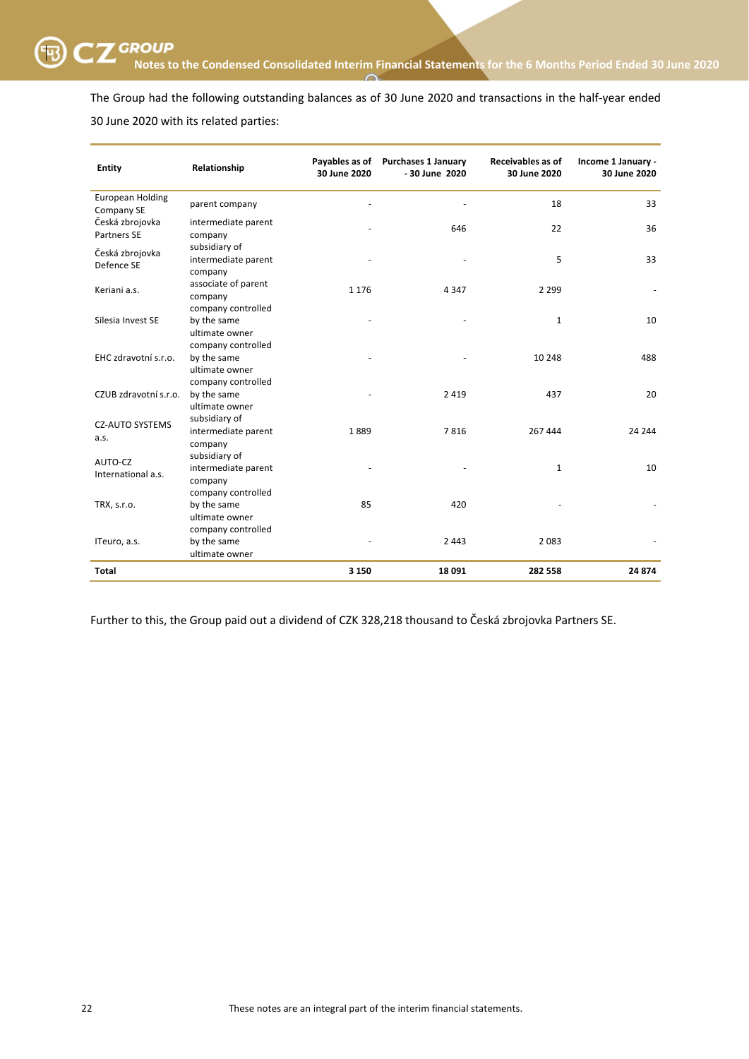The Group had the following outstanding balances as of 30 June 2020 and transactions in the half-year ended 30 June 2020 with its related parties:

| Entity | Relationship | Payables as of 30 June 2020 | Purchases 1 January - 30 June 2020 | Receivables as of 30 June 2020 | Income 1 January - 30 June 2020 |
|---|---|---|---|---|---|
| European Holding Company SE | parent company | - | - | 18 | 33 |
| Česká zbrojovka Partners SE | intermediate parent company | - | 646 | 22 | 36 |
| Česká zbrojovka Defence SE | subsidiary of intermediate parent company | - | - | 5 | 33 |
| Keriani a.s. | associate of parent company | 1 176 | 4 347 | 2 299 | - |
| Silesia Invest SE | company controlled by the same ultimate owner | - | - | 1 | 10 |
| EHC zdravotní s.r.o. | company controlled by the same ultimate owner | - | - | 10 248 | 488 |
| CZUB zdravotní s.r.o. | company controlled by the same ultimate owner | - | 2 419 | 437 | 20 |
| CZ-AUTO SYSTEMS a.s. | subsidiary of intermediate parent company | 1 889 | 7 816 | 267 444 | 24 244 |
| AUTO-CZ International a.s. | subsidiary of intermediate parent company | - | - | 1 | 10 |
| TRX, s.r.o. | company controlled by the same ultimate owner | 85 | 420 | - | - |
| ITeuro, a.s. | company controlled by the same ultimate owner | - | 2 443 | 2 083 | - |
| **Total** | | **3 150** | **18 091** | **282 558** | **24 874** |

Further to this, the Group paid out a dividend of CZK 328,218 thousand to Česká zbrojovka Partners SE.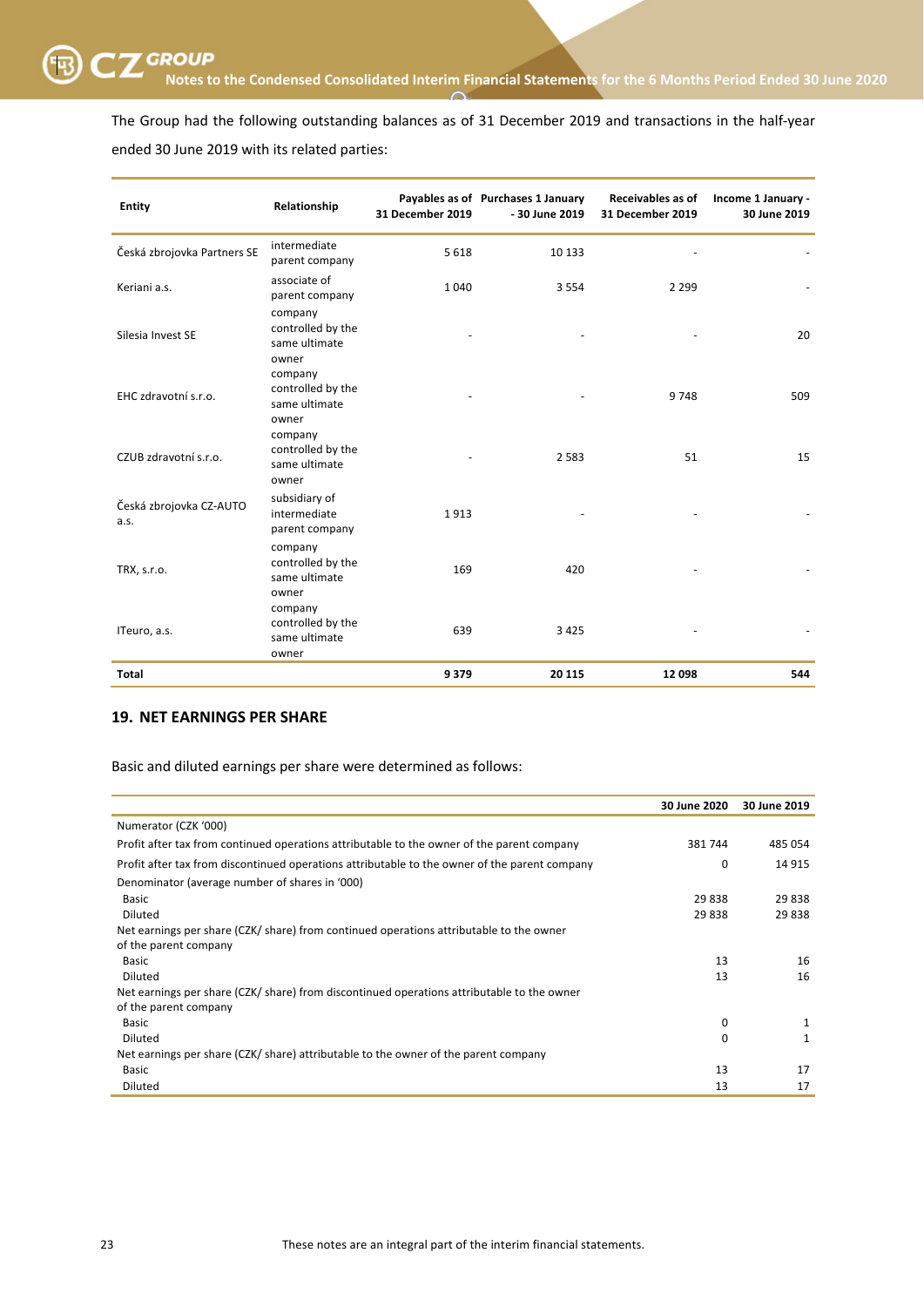The Group had the following outstanding balances as of 31 December 2019 and transactions in the half-year ended 30 June 2019 with its related parties:

| Entity | Relationship | Payables as of 31 December 2019 | Purchases 1 January - 30 June 2019 | Receivables as of 31 December 2019 | Income 1 January - 30 June 2019 |
|---|---|---|---|---|---|
| Česká zbrojovka Partners SE | intermediate parent company | 5 618 | 10 133 | - | - |
| Keriani a.s. | associate of parent company | 1 040 | 3 554 | 2 299 | - |
| Silesia Invest SE | company controlled by the same ultimate owner | - | - | - | 20 |
| EHC zdravotní s.r.o. | company controlled by the same ultimate owner | - | - | 9 748 | 509 |
| CZUB zdravotní s.r.o. | company controlled by the same ultimate owner | - | 2 583 | 51 | 15 |
| Česká zbrojovka CZ-AUTO a.s. | subsidiary of intermediate parent company | 1 913 | - | - | - |
| TRX, s.r.o. | company controlled by the same ultimate owner | 169 | 420 | - | - |
| ITeuro, a.s. | company controlled by the same ultimate owner | 639 | 3 425 | - | - |
| **Total** | | **9 379** | **20 115** | **12 098** | **544** |

## 19. NET EARNINGS PER SHARE

Basic and diluted earnings per share were determined as follows:

| | 30 June 2020 | 30 June 2019 |
|---|---|---|
| Numerator (CZK '000) | | |
| Profit after tax from continued operations attributable to the owner of the parent company | 381 744 | 485 054 |
| Profit after tax from discontinued operations attributable to the owner of the parent company | 0 | 14 915 |
| Denominator (average number of shares in '000) | | |
| Basic | 29 838 | 29 838 |
| Diluted | 29 838 | 29 838 |
| Net earnings per share (CZK/ share) from continued operations attributable to the owner of the parent company | | |
| Basic | 13 | 16 |
| Diluted | 13 | 16 |
| Net earnings per share (CZK/ share) from discontinued operations attributable to the owner of the parent company | | |
| Basic | 0 | 1 |
| Diluted | 0 | 1 |
| Net earnings per share (CZK/ share) attributable to the owner of the parent company | | |
| Basic | 13 | 17 |
| Diluted | 13 | 17 |

These notes are an integral part of the interim financial statements.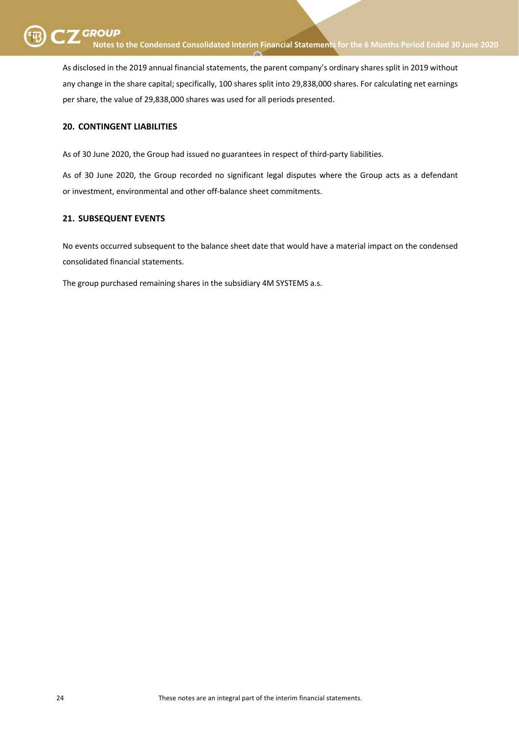As disclosed in the 2019 annual financial statements, the parent company's ordinary shares split in 2019 without any change in the share capital; specifically, 100 shares split into 29,838,000 shares. For calculating net earnings per share, the value of 29,838,000 shares was used for all periods presented.

## 20. CONTINGENT LIABILITIES

As of 30 June 2020, the Group had issued no guarantees in respect of third-party liabilities.

As of 30 June 2020, the Group recorded no significant legal disputes where the Group acts as a defendant or investment, environmental and other off-balance sheet commitments.

## 21. SUBSEQUENT EVENTS

No events occurred subsequent to the balance sheet date that would have a material impact on the condensed consolidated financial statements.

The group purchased remaining shares in the subsidiary 4M SYSTEMS a.s.

These notes are an integral part of the interim financial statements.